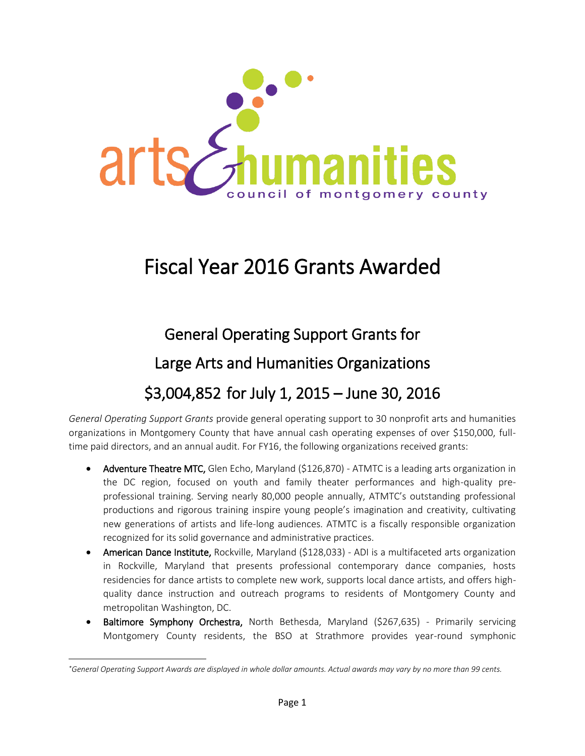arts & humanities council of montgomery county

# Fiscal Year 2016 Grants Awarded

## General Operating Support Grants for

## Large Arts and Humanities Organizations

## $3,004,852 for July 1, 2015 – June 30, 2016

*General Operating Support Grants* provide general operating support to 30 nonprofit arts and humanities organizations in Montgomery County that have annual cash operating expenses of over $150,000, full-time paid directors, and an annual audit. For FY16, the following organizations received grants:

- **Adventure Theatre MTC,** Glen Echo, Maryland ($126,870) - ATMTC is a leading arts organization in the DC region, focused on youth and family theater performances and high-quality pre-professional training. Serving nearly 80,000 people annually, ATMTC's outstanding professional productions and rigorous training inspire young people's imagination and creativity, cultivating new generations of artists and life-long audiences. ATMTC is a fiscally responsible organization recognized for its solid governance and administrative practices.
- **American Dance Institute,** Rockville, Maryland ($128,033) - ADI is a multifaceted arts organization in Rockville, Maryland that presents professional contemporary dance companies, hosts residencies for dance artists to complete new work, supports local dance artists, and offers high-quality dance instruction and outreach programs to residents of Montgomery County and metropolitan Washington, DC.
- **Baltimore Symphony Orchestra,** North Bethesda, Maryland ($267,635) - Primarily servicing Montgomery County residents, the BSO at Strathmore provides year-round symphonic

*General Operating Support Awards are displayed in whole dollar amounts. Actual awards may vary by no more than 99 cents.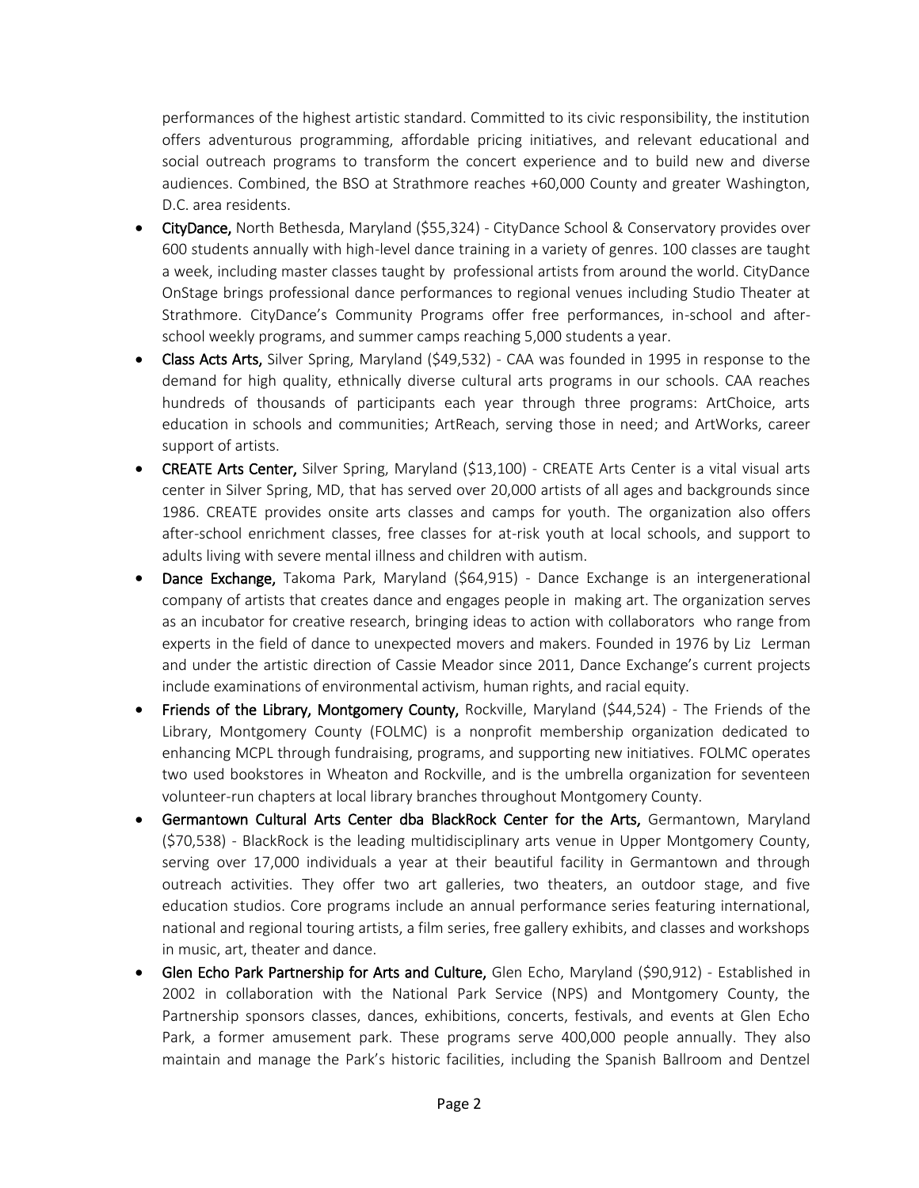performances of the highest artistic standard. Committed to its civic responsibility, the institution offers adventurous programming, affordable pricing initiatives, and relevant educational and social outreach programs to transform the concert experience and to build new and diverse audiences. Combined, the BSO at Strathmore reaches +60,000 County and greater Washington, D.C. area residents.

- **CityDance,** North Bethesda, Maryland ($55,324) - CityDance School & Conservatory provides over 600 students annually with high-level dance training in a variety of genres. 100 classes are taught a week, including master classes taught by professional artists from around the world. CityDance OnStage brings professional dance performances to regional venues including Studio Theater at Strathmore. CityDance's Community Programs offer free performances, in-school and after-school weekly programs, and summer camps reaching 5,000 students a year.
- **Class Acts Arts,** Silver Spring, Maryland ($49,532) - CAA was founded in 1995 in response to the demand for high quality, ethnically diverse cultural arts programs in our schools. CAA reaches hundreds of thousands of participants each year through three programs: ArtChoice, arts education in schools and communities; ArtReach, serving those in need; and ArtWorks, career support of artists.
- **CREATE Arts Center,** Silver Spring, Maryland ($13,100) - CREATE Arts Center is a vital visual arts center in Silver Spring, MD, that has served over 20,000 artists of all ages and backgrounds since 1986. CREATE provides onsite arts classes and camps for youth. The organization also offers after-school enrichment classes, free classes for at-risk youth at local schools, and support to adults living with severe mental illness and children with autism.
- **Dance Exchange,** Takoma Park, Maryland ($64,915) - Dance Exchange is an intergenerational company of artists that creates dance and engages people in making art. The organization serves as an incubator for creative research, bringing ideas to action with collaborators who range from experts in the field of dance to unexpected movers and makers. Founded in 1976 by Liz Lerman and under the artistic direction of Cassie Meador since 2011, Dance Exchange's current projects include examinations of environmental activism, human rights, and racial equity.
- **Friends of the Library, Montgomery County,** Rockville, Maryland ($44,524) - The Friends of the Library, Montgomery County (FOLMC) is a nonprofit membership organization dedicated to enhancing MCPL through fundraising, programs, and supporting new initiatives. FOLMC operates two used bookstores in Wheaton and Rockville, and is the umbrella organization for seventeen volunteer-run chapters at local library branches throughout Montgomery County.
- **Germantown Cultural Arts Center dba BlackRock Center for the Arts,** Germantown, Maryland ($70,538) - BlackRock is the leading multidisciplinary arts venue in Upper Montgomery County, serving over 17,000 individuals a year at their beautiful facility in Germantown and through outreach activities. They offer two art galleries, two theaters, an outdoor stage, and five education studios. Core programs include an annual performance series featuring international, national and regional touring artists, a film series, free gallery exhibits, and classes and workshops in music, art, theater and dance.
- **Glen Echo Park Partnership for Arts and Culture,** Glen Echo, Maryland ($90,912) - Established in 2002 in collaboration with the National Park Service (NPS) and Montgomery County, the Partnership sponsors classes, dances, exhibitions, concerts, festivals, and events at Glen Echo Park, a former amusement park. These programs serve 400,000 people annually. They also maintain and manage the Park's historic facilities, including the Spanish Ballroom and Dentzel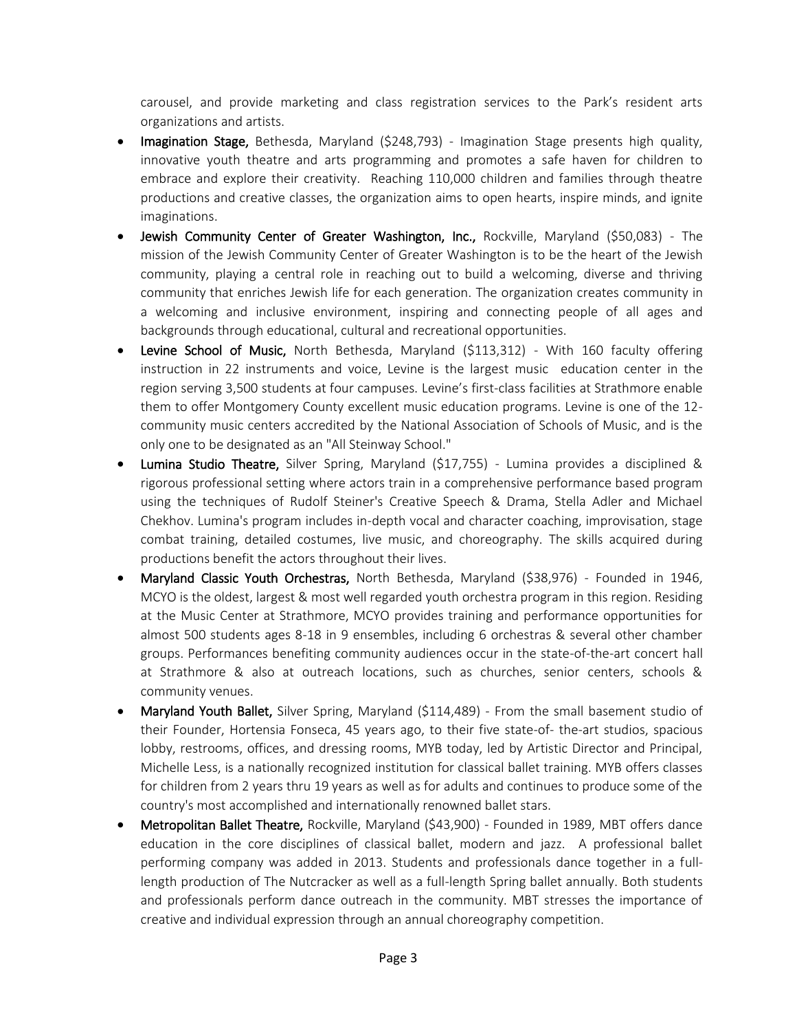carousel, and provide marketing and class registration services to the Park's resident arts organizations and artists.

- **Imagination Stage,** Bethesda, Maryland ($248,793) - Imagination Stage presents high quality, innovative youth theatre and arts programming and promotes a safe haven for children to embrace and explore their creativity. Reaching 110,000 children and families through theatre productions and creative classes, the organization aims to open hearts, inspire minds, and ignite imaginations.
- **Jewish Community Center of Greater Washington, Inc.,** Rockville, Maryland ($50,083) - The mission of the Jewish Community Center of Greater Washington is to be the heart of the Jewish community, playing a central role in reaching out to build a welcoming, diverse and thriving community that enriches Jewish life for each generation. The organization creates community in a welcoming and inclusive environment, inspiring and connecting people of all ages and backgrounds through educational, cultural and recreational opportunities.
- **Levine School of Music,** North Bethesda, Maryland ($113,312) - With 160 faculty offering instruction in 22 instruments and voice, Levine is the largest music education center in the region serving 3,500 students at four campuses. Levine's first-class facilities at Strathmore enable them to offer Montgomery County excellent music education programs. Levine is one of the 12-community music centers accredited by the National Association of Schools of Music, and is the only one to be designated as an "All Steinway School."
- **Lumina Studio Theatre,** Silver Spring, Maryland ($17,755) - Lumina provides a disciplined & rigorous professional setting where actors train in a comprehensive performance based program using the techniques of Rudolf Steiner's Creative Speech & Drama, Stella Adler and Michael Chekhov. Lumina's program includes in-depth vocal and character coaching, improvisation, stage combat training, detailed costumes, live music, and choreography. The skills acquired during productions benefit the actors throughout their lives.
- **Maryland Classic Youth Orchestras,** North Bethesda, Maryland ($38,976) - Founded in 1946, MCYO is the oldest, largest & most well regarded youth orchestra program in this region. Residing at the Music Center at Strathmore, MCYO provides training and performance opportunities for almost 500 students ages 8-18 in 9 ensembles, including 6 orchestras & several other chamber groups. Performances benefiting community audiences occur in the state-of-the-art concert hall at Strathmore & also at outreach locations, such as churches, senior centers, schools & community venues.
- **Maryland Youth Ballet,** Silver Spring, Maryland ($114,489) - From the small basement studio of their Founder, Hortensia Fonseca, 45 years ago, to their five state-of- the-art studios, spacious lobby, restrooms, offices, and dressing rooms, MYB today, led by Artistic Director and Principal, Michelle Less, is a nationally recognized institution for classical ballet training. MYB offers classes for children from 2 years thru 19 years as well as for adults and continues to produce some of the country's most accomplished and internationally renowned ballet stars.
- **Metropolitan Ballet Theatre,** Rockville, Maryland ($43,900) - Founded in 1989, MBT offers dance education in the core disciplines of classical ballet, modern and jazz. A professional ballet performing company was added in 2013. Students and professionals dance together in a full-length production of The Nutcracker as well as a full-length Spring ballet annually. Both students and professionals perform dance outreach in the community. MBT stresses the importance of creative and individual expression through an annual choreography competition.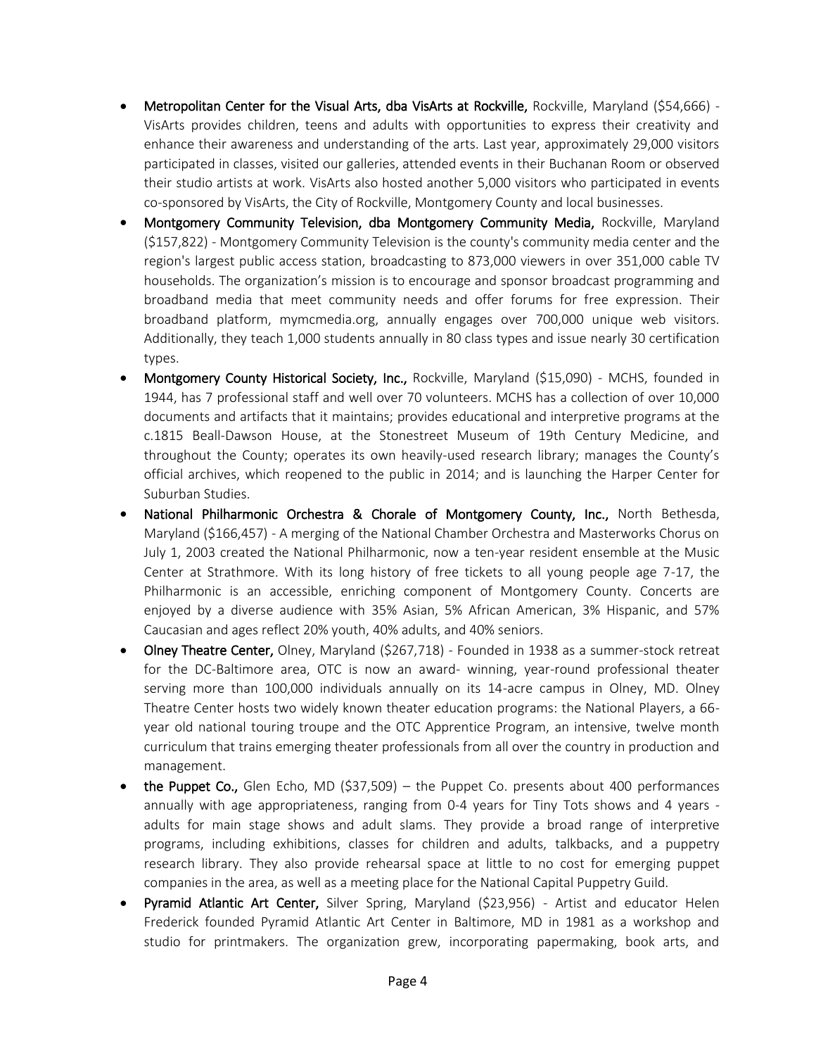- **Metropolitan Center for the Visual Arts, dba VisArts at Rockville,** Rockville, Maryland ($54,666) - VisArts provides children, teens and adults with opportunities to express their creativity and enhance their awareness and understanding of the arts. Last year, approximately 29,000 visitors participated in classes, visited our galleries, attended events in their Buchanan Room or observed their studio artists at work. VisArts also hosted another 5,000 visitors who participated in events co-sponsored by VisArts, the City of Rockville, Montgomery County and local businesses.
- **Montgomery Community Television, dba Montgomery Community Media,** Rockville, Maryland ($157,822) - Montgomery Community Television is the county's community media center and the region's largest public access station, broadcasting to 873,000 viewers in over 351,000 cable TV households. The organization's mission is to encourage and sponsor broadcast programming and broadband media that meet community needs and offer forums for free expression. Their broadband platform, mymcmedia.org, annually engages over 700,000 unique web visitors. Additionally, they teach 1,000 students annually in 80 class types and issue nearly 30 certification types.
- **Montgomery County Historical Society, Inc.,** Rockville, Maryland ($15,090) - MCHS, founded in 1944, has 7 professional staff and well over 70 volunteers. MCHS has a collection of over 10,000 documents and artifacts that it maintains; provides educational and interpretive programs at the c.1815 Beall-Dawson House, at the Stonestreet Museum of 19th Century Medicine, and throughout the County; operates its own heavily-used research library; manages the County's official archives, which reopened to the public in 2014; and is launching the Harper Center for Suburban Studies.
- **National Philharmonic Orchestra & Chorale of Montgomery County, Inc.,** North Bethesda, Maryland ($166,457) - A merging of the National Chamber Orchestra and Masterworks Chorus on July 1, 2003 created the National Philharmonic, now a ten-year resident ensemble at the Music Center at Strathmore. With its long history of free tickets to all young people age 7-17, the Philharmonic is an accessible, enriching component of Montgomery County. Concerts are enjoyed by a diverse audience with 35% Asian, 5% African American, 3% Hispanic, and 57% Caucasian and ages reflect 20% youth, 40% adults, and 40% seniors.
- **Olney Theatre Center,** Olney, Maryland ($267,718) - Founded in 1938 as a summer-stock retreat for the DC-Baltimore area, OTC is now an award- winning, year-round professional theater serving more than 100,000 individuals annually on its 14-acre campus in Olney, MD. Olney Theatre Center hosts two widely known theater education programs: the National Players, a 66-year old national touring troupe and the OTC Apprentice Program, an intensive, twelve month curriculum that trains emerging theater professionals from all over the country in production and management.
- **the Puppet Co.,** Glen Echo, MD ($37,509) – the Puppet Co. presents about 400 performances annually with age appropriateness, ranging from 0-4 years for Tiny Tots shows and 4 years - adults for main stage shows and adult slams. They provide a broad range of interpretive programs, including exhibitions, classes for children and adults, talkbacks, and a puppetry research library. They also provide rehearsal space at little to no cost for emerging puppet companies in the area, as well as a meeting place for the National Capital Puppetry Guild.
- **Pyramid Atlantic Art Center,** Silver Spring, Maryland ($23,956) - Artist and educator Helen Frederick founded Pyramid Atlantic Art Center in Baltimore, MD in 1981 as a workshop and studio for printmakers. The organization grew, incorporating papermaking, book arts, and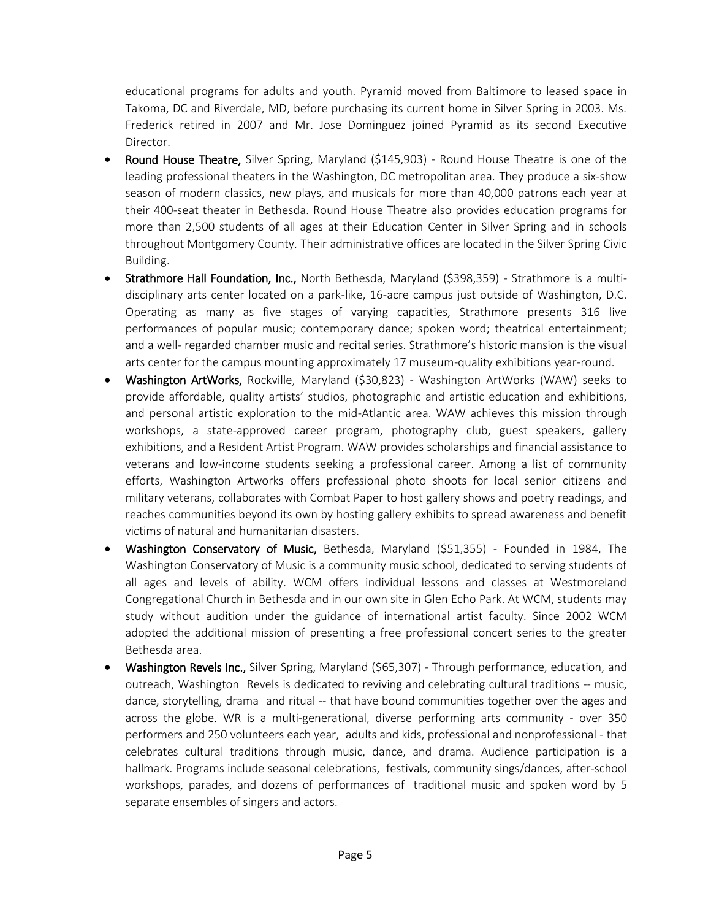educational programs for adults and youth. Pyramid moved from Baltimore to leased space in Takoma, DC and Riverdale, MD, before purchasing its current home in Silver Spring in 2003. Ms. Frederick retired in 2007 and Mr. Jose Dominguez joined Pyramid as its second Executive Director.

- **Round House Theatre,** Silver Spring, Maryland ($145,903) - Round House Theatre is one of the leading professional theaters in the Washington, DC metropolitan area. They produce a six-show season of modern classics, new plays, and musicals for more than 40,000 patrons each year at their 400-seat theater in Bethesda. Round House Theatre also provides education programs for more than 2,500 students of all ages at their Education Center in Silver Spring and in schools throughout Montgomery County. Their administrative offices are located in the Silver Spring Civic Building.
- **Strathmore Hall Foundation, Inc.,** North Bethesda, Maryland ($398,359) - Strathmore is a multi-disciplinary arts center located on a park-like, 16-acre campus just outside of Washington, D.C. Operating as many as five stages of varying capacities, Strathmore presents 316 live performances of popular music; contemporary dance; spoken word; theatrical entertainment; and a well- regarded chamber music and recital series. Strathmore's historic mansion is the visual arts center for the campus mounting approximately 17 museum-quality exhibitions year-round.
- **Washington ArtWorks,** Rockville, Maryland ($30,823) - Washington ArtWorks (WAW) seeks to provide affordable, quality artists' studios, photographic and artistic education and exhibitions, and personal artistic exploration to the mid-Atlantic area. WAW achieves this mission through workshops, a state-approved career program, photography club, guest speakers, gallery exhibitions, and a Resident Artist Program. WAW provides scholarships and financial assistance to veterans and low-income students seeking a professional career. Among a list of community efforts, Washington Artworks offers professional photo shoots for local senior citizens and military veterans, collaborates with Combat Paper to host gallery shows and poetry readings, and reaches communities beyond its own by hosting gallery exhibits to spread awareness and benefit victims of natural and humanitarian disasters.
- **Washington Conservatory of Music,** Bethesda, Maryland ($51,355) - Founded in 1984, The Washington Conservatory of Music is a community music school, dedicated to serving students of all ages and levels of ability. WCM offers individual lessons and classes at Westmoreland Congregational Church in Bethesda and in our own site in Glen Echo Park. At WCM, students may study without audition under the guidance of international artist faculty. Since 2002 WCM adopted the additional mission of presenting a free professional concert series to the greater Bethesda area.
- **Washington Revels Inc.,** Silver Spring, Maryland ($65,307) - Through performance, education, and outreach, Washington Revels is dedicated to reviving and celebrating cultural traditions -- music, dance, storytelling, drama and ritual -- that have bound communities together over the ages and across the globe. WR is a multi-generational, diverse performing arts community - over 350 performers and 250 volunteers each year, adults and kids, professional and nonprofessional - that celebrates cultural traditions through music, dance, and drama. Audience participation is a hallmark. Programs include seasonal celebrations, festivals, community sings/dances, after-school workshops, parades, and dozens of performances of traditional music and spoken word by 5 separate ensembles of singers and actors.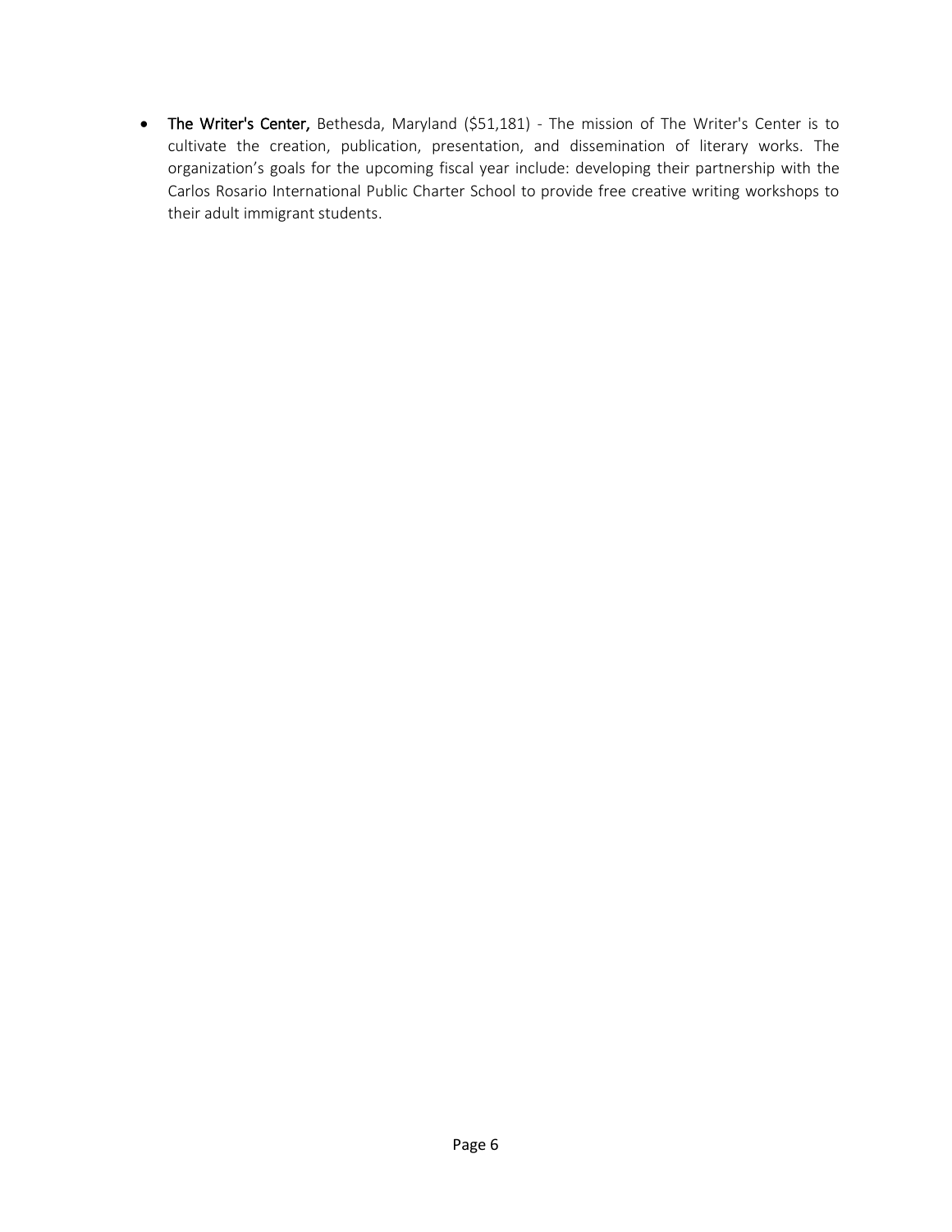- **The Writer's Center,** Bethesda, Maryland ($51,181) - The mission of The Writer's Center is to cultivate the creation, publication, presentation, and dissemination of literary works. The organization's goals for the upcoming fiscal year include: developing their partnership with the Carlos Rosario International Public Charter School to provide free creative writing workshops to their adult immigrant students.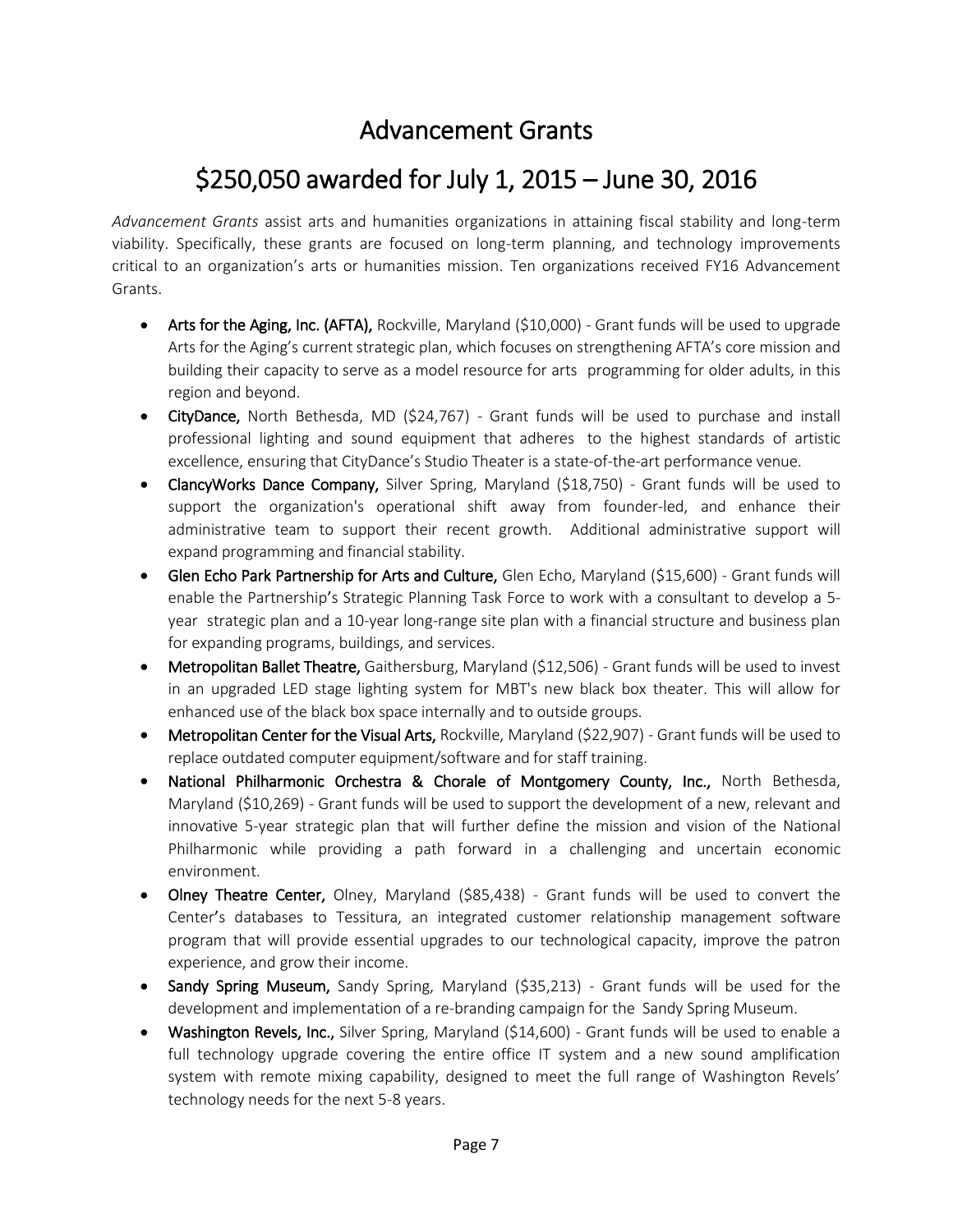# Advancement Grants

## $250,050 awarded for July 1, 2015 – June 30, 2016

*Advancement Grants* assist arts and humanities organizations in attaining fiscal stability and long-term viability. Specifically, these grants are focused on long-term planning, and technology improvements critical to an organization's arts or humanities mission. Ten organizations received FY16 Advancement Grants.

- **Arts for the Aging, Inc. (AFTA),** Rockville, Maryland ($10,000) - Grant funds will be used to upgrade Arts for the Aging's current strategic plan, which focuses on strengthening AFTA's core mission and building their capacity to serve as a model resource for arts programming for older adults, in this region and beyond.
- **CityDance,** North Bethesda, MD ($24,767) - Grant funds will be used to purchase and install professional lighting and sound equipment that adheres to the highest standards of artistic excellence, ensuring that CityDance's Studio Theater is a state-of-the-art performance venue.
- **ClancyWorks Dance Company,** Silver Spring, Maryland ($18,750) - Grant funds will be used to support the organization's operational shift away from founder-led, and enhance their administrative team to support their recent growth. Additional administrative support will expand programming and financial stability.
- **Glen Echo Park Partnership for Arts and Culture,** Glen Echo, Maryland ($15,600) - Grant funds will enable the Partnership's Strategic Planning Task Force to work with a consultant to develop a 5-year strategic plan and a 10-year long-range site plan with a financial structure and business plan for expanding programs, buildings, and services.
- **Metropolitan Ballet Theatre,** Gaithersburg, Maryland ($12,506) - Grant funds will be used to invest in an upgraded LED stage lighting system for MBT's new black box theater. This will allow for enhanced use of the black box space internally and to outside groups.
- **Metropolitan Center for the Visual Arts,** Rockville, Maryland ($22,907) - Grant funds will be used to replace outdated computer equipment/software and for staff training.
- **National Philharmonic Orchestra & Chorale of Montgomery County, Inc.,** North Bethesda, Maryland ($10,269) - Grant funds will be used to support the development of a new, relevant and innovative 5-year strategic plan that will further define the mission and vision of the National Philharmonic while providing a path forward in a challenging and uncertain economic environment.
- **Olney Theatre Center,** Olney, Maryland ($85,438) - Grant funds will be used to convert the Center's databases to Tessitura, an integrated customer relationship management software program that will provide essential upgrades to our technological capacity, improve the patron experience, and grow their income.
- **Sandy Spring Museum,** Sandy Spring, Maryland ($35,213) - Grant funds will be used for the development and implementation of a re-branding campaign for the Sandy Spring Museum.
- **Washington Revels, Inc.,** Silver Spring, Maryland ($14,600) - Grant funds will be used to enable a full technology upgrade covering the entire office IT system and a new sound amplification system with remote mixing capability, designed to meet the full range of Washington Revels' technology needs for the next 5-8 years.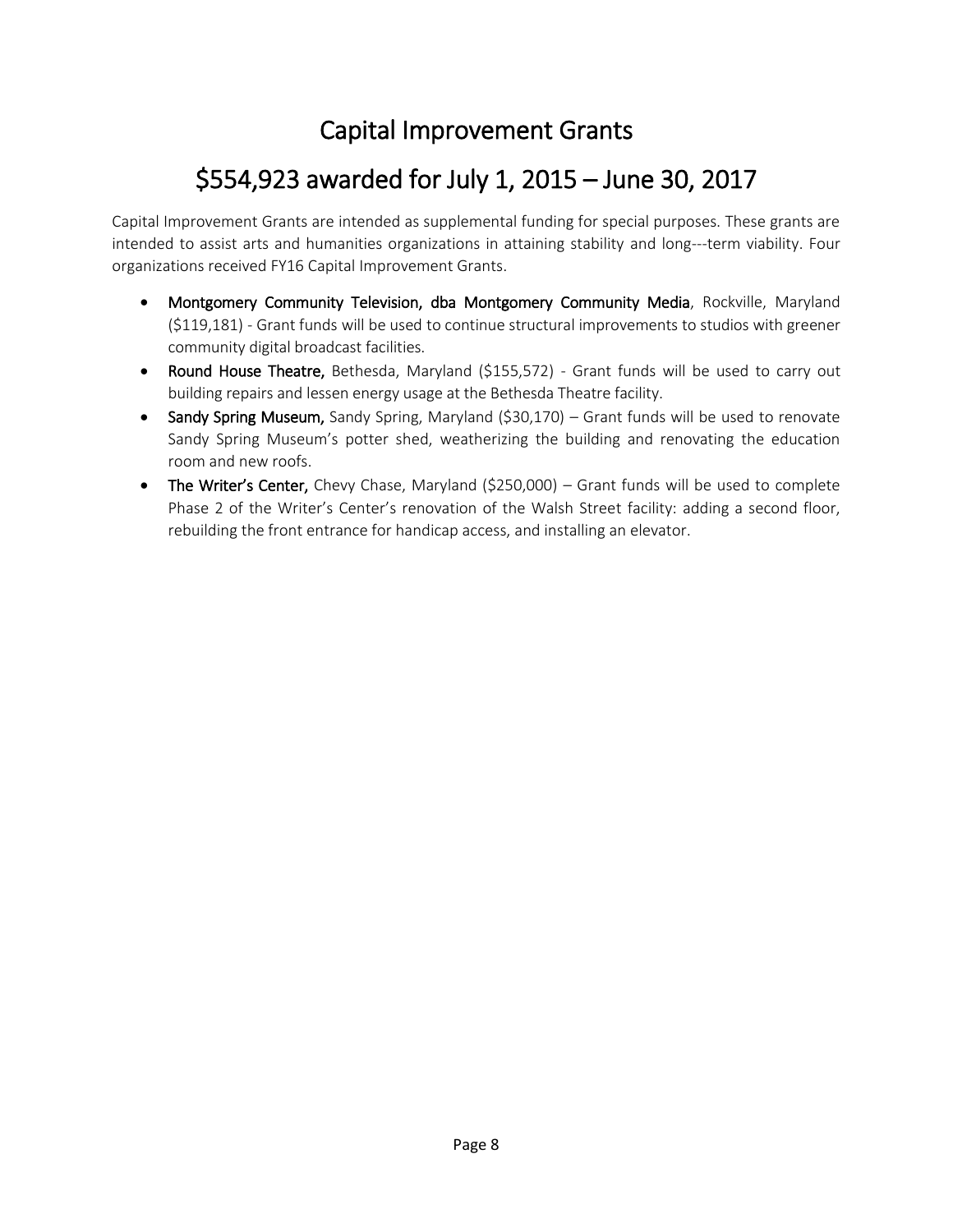# Capital Improvement Grants

# $554,923 awarded for July 1, 2015 – June 30, 2017

Capital Improvement Grants are intended as supplemental funding for special purposes. These grants are intended to assist arts and humanities organizations in attaining stability and long---term viability. Four organizations received FY16 Capital Improvement Grants.

- **Montgomery Community Television, dba Montgomery Community Media**, Rockville, Maryland ($119,181) - Grant funds will be used to continue structural improvements to studios with greener community digital broadcast facilities.
- **Round House Theatre,** Bethesda, Maryland ($155,572) - Grant funds will be used to carry out building repairs and lessen energy usage at the Bethesda Theatre facility.
- **Sandy Spring Museum,** Sandy Spring, Maryland ($30,170) – Grant funds will be used to renovate Sandy Spring Museum's potter shed, weatherizing the building and renovating the education room and new roofs.
- **The Writer's Center,** Chevy Chase, Maryland ($250,000) – Grant funds will be used to complete Phase 2 of the Writer's Center's renovation of the Walsh Street facility: adding a second floor, rebuilding the front entrance for handicap access, and installing an elevator.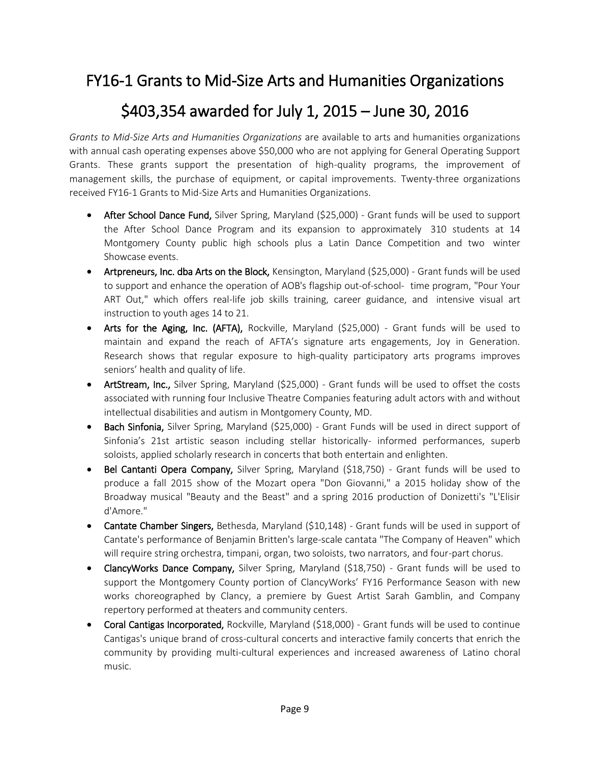# FY16-1 Grants to Mid-Size Arts and Humanities Organizations

# $403,354 awarded for July 1, 2015 – June 30, 2016

*Grants to Mid-Size Arts and Humanities Organizations* are available to arts and humanities organizations with annual cash operating expenses above $50,000 who are not applying for General Operating Support Grants. These grants support the presentation of high-quality programs, the improvement of management skills, the purchase of equipment, or capital improvements. Twenty-three organizations received FY16-1 Grants to Mid-Size Arts and Humanities Organizations.

- **After School Dance Fund,** Silver Spring, Maryland ($25,000) - Grant funds will be used to support the After School Dance Program and its expansion to approximately 310 students at 14 Montgomery County public high schools plus a Latin Dance Competition and two winter Showcase events.
- **Artpreneurs, Inc. dba Arts on the Block,** Kensington, Maryland ($25,000) - Grant funds will be used to support and enhance the operation of AOB's flagship out-of-school- time program, "Pour Your ART Out," which offers real-life job skills training, career guidance, and intensive visual art instruction to youth ages 14 to 21.
- **Arts for the Aging, Inc. (AFTA),** Rockville, Maryland ($25,000) - Grant funds will be used to maintain and expand the reach of AFTA's signature arts engagements, Joy in Generation. Research shows that regular exposure to high-quality participatory arts programs improves seniors' health and quality of life.
- **ArtStream, Inc.,** Silver Spring, Maryland ($25,000) - Grant funds will be used to offset the costs associated with running four Inclusive Theatre Companies featuring adult actors with and without intellectual disabilities and autism in Montgomery County, MD.
- **Bach Sinfonia,** Silver Spring, Maryland ($25,000) - Grant Funds will be used in direct support of Sinfonia's 21st artistic season including stellar historically- informed performances, superb soloists, applied scholarly research in concerts that both entertain and enlighten.
- **Bel Cantanti Opera Company,** Silver Spring, Maryland ($18,750) - Grant funds will be used to produce a fall 2015 show of the Mozart opera "Don Giovanni," a 2015 holiday show of the Broadway musical "Beauty and the Beast" and a spring 2016 production of Donizetti's "L'Elisir d'Amore."
- **Cantate Chamber Singers,** Bethesda, Maryland ($10,148) - Grant funds will be used in support of Cantate's performance of Benjamin Britten's large-scale cantata "The Company of Heaven" which will require string orchestra, timpani, organ, two soloists, two narrators, and four-part chorus.
- **ClancyWorks Dance Company,** Silver Spring, Maryland ($18,750) - Grant funds will be used to support the Montgomery County portion of ClancyWorks' FY16 Performance Season with new works choreographed by Clancy, a premiere by Guest Artist Sarah Gamblin, and Company repertory performed at theaters and community centers.
- **Coral Cantigas Incorporated,** Rockville, Maryland ($18,000) - Grant funds will be used to continue Cantigas's unique brand of cross-cultural concerts and interactive family concerts that enrich the community by providing multi-cultural experiences and increased awareness of Latino choral music.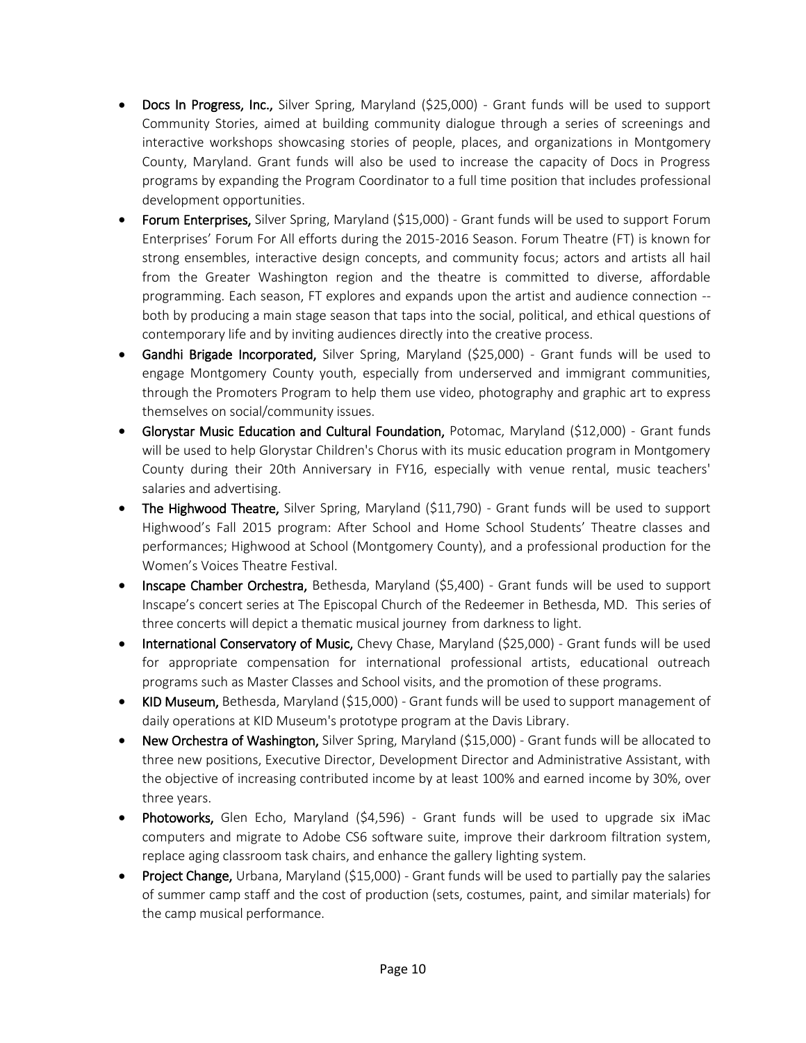- **Docs In Progress, Inc.,** Silver Spring, Maryland ($25,000) - Grant funds will be used to support Community Stories, aimed at building community dialogue through a series of screenings and interactive workshops showcasing stories of people, places, and organizations in Montgomery County, Maryland. Grant funds will also be used to increase the capacity of Docs in Progress programs by expanding the Program Coordinator to a full time position that includes professional development opportunities.
- **Forum Enterprises,** Silver Spring, Maryland ($15,000) - Grant funds will be used to support Forum Enterprises' Forum For All efforts during the 2015-2016 Season. Forum Theatre (FT) is known for strong ensembles, interactive design concepts, and community focus; actors and artists all hail from the Greater Washington region and the theatre is committed to diverse, affordable programming. Each season, FT explores and expands upon the artist and audience connection -- both by producing a main stage season that taps into the social, political, and ethical questions of contemporary life and by inviting audiences directly into the creative process.
- **Gandhi Brigade Incorporated,** Silver Spring, Maryland ($25,000) - Grant funds will be used to engage Montgomery County youth, especially from underserved and immigrant communities, through the Promoters Program to help them use video, photography and graphic art to express themselves on social/community issues.
- **Glorystar Music Education and Cultural Foundation,** Potomac, Maryland ($12,000) - Grant funds will be used to help Glorystar Children's Chorus with its music education program in Montgomery County during their 20th Anniversary in FY16, especially with venue rental, music teachers' salaries and advertising.
- **The Highwood Theatre,** Silver Spring, Maryland ($11,790) - Grant funds will be used to support Highwood's Fall 2015 program: After School and Home School Students' Theatre classes and performances; Highwood at School (Montgomery County), and a professional production for the Women's Voices Theatre Festival.
- **Inscape Chamber Orchestra,** Bethesda, Maryland ($5,400) - Grant funds will be used to support Inscape's concert series at The Episcopal Church of the Redeemer in Bethesda, MD. This series of three concerts will depict a thematic musical journey from darkness to light.
- **International Conservatory of Music,** Chevy Chase, Maryland ($25,000) - Grant funds will be used for appropriate compensation for international professional artists, educational outreach programs such as Master Classes and School visits, and the promotion of these programs.
- **KID Museum,** Bethesda, Maryland ($15,000) - Grant funds will be used to support management of daily operations at KID Museum's prototype program at the Davis Library.
- **New Orchestra of Washington,** Silver Spring, Maryland ($15,000) - Grant funds will be allocated to three new positions, Executive Director, Development Director and Administrative Assistant, with the objective of increasing contributed income by at least 100% and earned income by 30%, over three years.
- **Photoworks,** Glen Echo, Maryland ($4,596) - Grant funds will be used to upgrade six iMac computers and migrate to Adobe CS6 software suite, improve their darkroom filtration system, replace aging classroom task chairs, and enhance the gallery lighting system.
- **Project Change,** Urbana, Maryland ($15,000) - Grant funds will be used to partially pay the salaries of summer camp staff and the cost of production (sets, costumes, paint, and similar materials) for the camp musical performance.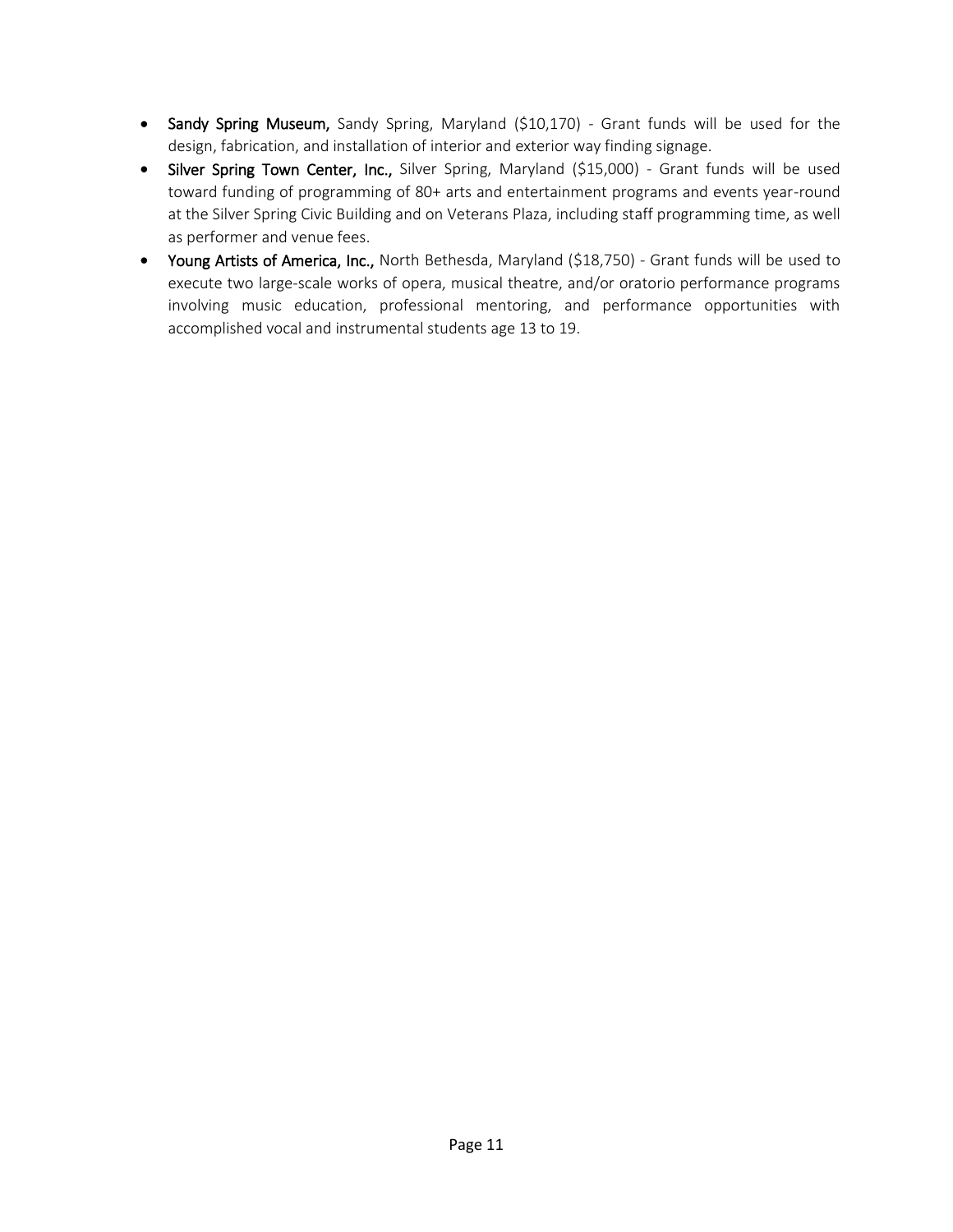- **Sandy Spring Museum,** Sandy Spring, Maryland ($10,170) - Grant funds will be used for the design, fabrication, and installation of interior and exterior way finding signage.
- **Silver Spring Town Center, Inc.,** Silver Spring, Maryland ($15,000) - Grant funds will be used toward funding of programming of 80+ arts and entertainment programs and events year-round at the Silver Spring Civic Building and on Veterans Plaza, including staff programming time, as well as performer and venue fees.
- **Young Artists of America, Inc.,** North Bethesda, Maryland ($18,750) - Grant funds will be used to execute two large-scale works of opera, musical theatre, and/or oratorio performance programs involving music education, professional mentoring, and performance opportunities with accomplished vocal and instrumental students age 13 to 19.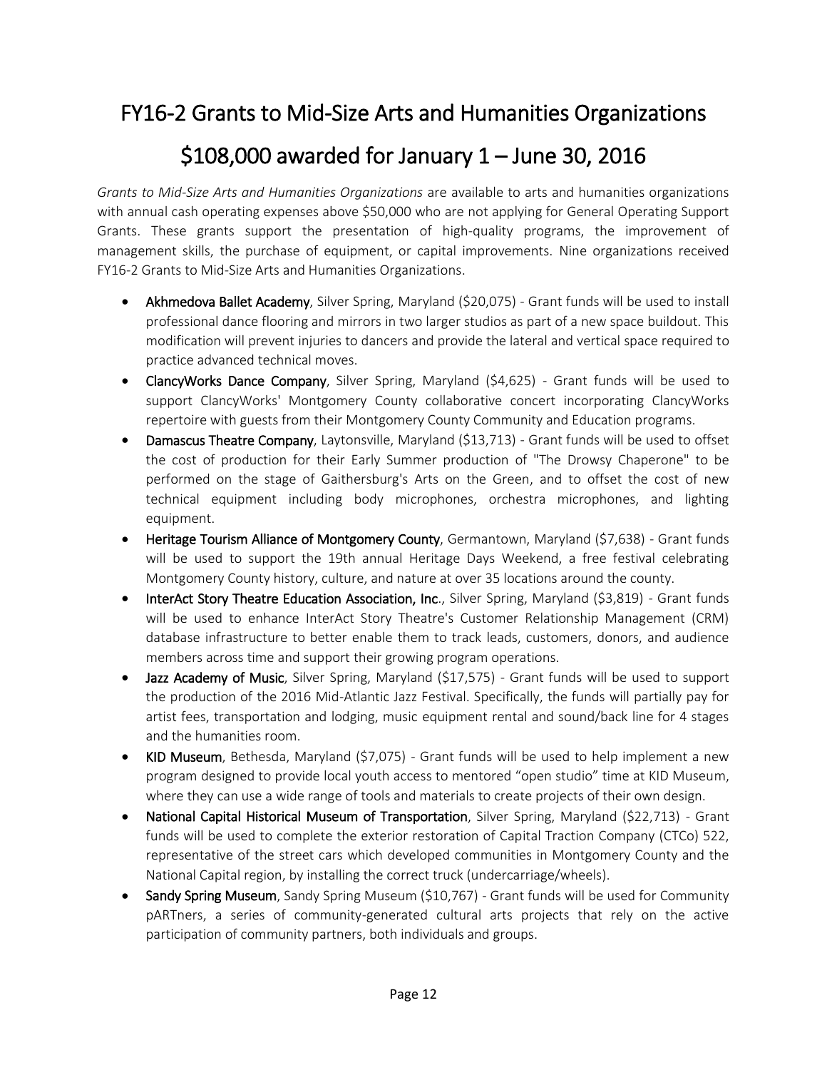# FY16-2 Grants to Mid-Size Arts and Humanities Organizations

# $108,000 awarded for January 1 – June 30, 2016

*Grants to Mid-Size Arts and Humanities Organizations* are available to arts and humanities organizations with annual cash operating expenses above $50,000 who are not applying for General Operating Support Grants. These grants support the presentation of high-quality programs, the improvement of management skills, the purchase of equipment, or capital improvements. Nine organizations received FY16-2 Grants to Mid-Size Arts and Humanities Organizations.

- **Akhmedova Ballet Academy**, Silver Spring, Maryland ($20,075) - Grant funds will be used to install professional dance flooring and mirrors in two larger studios as part of a new space buildout. This modification will prevent injuries to dancers and provide the lateral and vertical space required to practice advanced technical moves.
- **ClancyWorks Dance Company**, Silver Spring, Maryland ($4,625) - Grant funds will be used to support ClancyWorks' Montgomery County collaborative concert incorporating ClancyWorks repertoire with guests from their Montgomery County Community and Education programs.
- **Damascus Theatre Company**, Laytonsville, Maryland ($13,713) - Grant funds will be used to offset the cost of production for their Early Summer production of "The Drowsy Chaperone" to be performed on the stage of Gaithersburg's Arts on the Green, and to offset the cost of new technical equipment including body microphones, orchestra microphones, and lighting equipment.
- **Heritage Tourism Alliance of Montgomery County**, Germantown, Maryland ($7,638) - Grant funds will be used to support the 19th annual Heritage Days Weekend, a free festival celebrating Montgomery County history, culture, and nature at over 35 locations around the county.
- **InterAct Story Theatre Education Association, Inc**., Silver Spring, Maryland ($3,819) - Grant funds will be used to enhance InterAct Story Theatre's Customer Relationship Management (CRM) database infrastructure to better enable them to track leads, customers, donors, and audience members across time and support their growing program operations.
- **Jazz Academy of Music**, Silver Spring, Maryland ($17,575) - Grant funds will be used to support the production of the 2016 Mid-Atlantic Jazz Festival. Specifically, the funds will partially pay for artist fees, transportation and lodging, music equipment rental and sound/back line for 4 stages and the humanities room.
- **KID Museum**, Bethesda, Maryland ($7,075) - Grant funds will be used to help implement a new program designed to provide local youth access to mentored "open studio" time at KID Museum, where they can use a wide range of tools and materials to create projects of their own design.
- **National Capital Historical Museum of Transportation**, Silver Spring, Maryland ($22,713) - Grant funds will be used to complete the exterior restoration of Capital Traction Company (CTCo) 522, representative of the street cars which developed communities in Montgomery County and the National Capital region, by installing the correct truck (undercarriage/wheels).
- **Sandy Spring Museum**, Sandy Spring Museum ($10,767) - Grant funds will be used for Community pARTners, a series of community-generated cultural arts projects that rely on the active participation of community partners, both individuals and groups.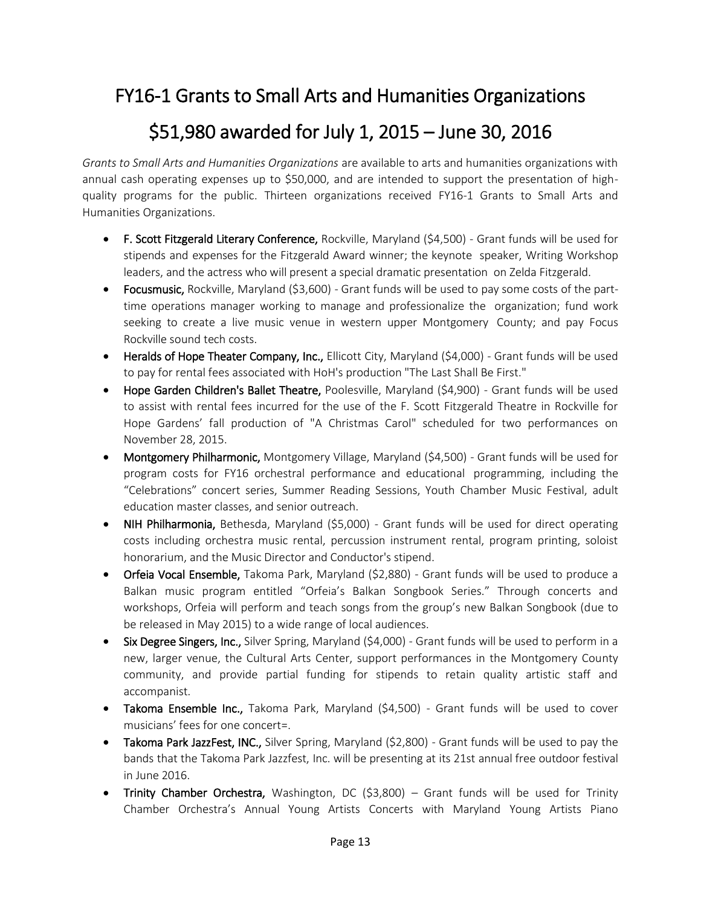# FY16-1 Grants to Small Arts and Humanities Organizations

# $51,980 awarded for July 1, 2015 – June 30, 2016

*Grants to Small Arts and Humanities Organizations* are available to arts and humanities organizations with annual cash operating expenses up to $50,000, and are intended to support the presentation of high-quality programs for the public. Thirteen organizations received FY16-1 Grants to Small Arts and Humanities Organizations.

- **F. Scott Fitzgerald Literary Conference,** Rockville, Maryland ($4,500) - Grant funds will be used for stipends and expenses for the Fitzgerald Award winner; the keynote speaker, Writing Workshop leaders, and the actress who will present a special dramatic presentation on Zelda Fitzgerald.
- **Focusmusic,** Rockville, Maryland ($3,600) - Grant funds will be used to pay some costs of the part-time operations manager working to manage and professionalize the organization; fund work seeking to create a live music venue in western upper Montgomery County; and pay Focus Rockville sound tech costs.
- **Heralds of Hope Theater Company, Inc.,** Ellicott City, Maryland ($4,000) - Grant funds will be used to pay for rental fees associated with HoH's production "The Last Shall Be First."
- **Hope Garden Children's Ballet Theatre,** Poolesville, Maryland ($4,900) - Grant funds will be used to assist with rental fees incurred for the use of the F. Scott Fitzgerald Theatre in Rockville for Hope Gardens' fall production of "A Christmas Carol" scheduled for two performances on November 28, 2015.
- **Montgomery Philharmonic,** Montgomery Village, Maryland ($4,500) - Grant funds will be used for program costs for FY16 orchestral performance and educational programming, including the "Celebrations" concert series, Summer Reading Sessions, Youth Chamber Music Festival, adult education master classes, and senior outreach.
- **NIH Philharmonia,** Bethesda, Maryland ($5,000) - Grant funds will be used for direct operating costs including orchestra music rental, percussion instrument rental, program printing, soloist honorarium, and the Music Director and Conductor's stipend.
- **Orfeia Vocal Ensemble,** Takoma Park, Maryland ($2,880) - Grant funds will be used to produce a Balkan music program entitled "Orfeia's Balkan Songbook Series." Through concerts and workshops, Orfeia will perform and teach songs from the group's new Balkan Songbook (due to be released in May 2015) to a wide range of local audiences.
- **Six Degree Singers, Inc.,** Silver Spring, Maryland ($4,000) - Grant funds will be used to perform in a new, larger venue, the Cultural Arts Center, support performances in the Montgomery County community, and provide partial funding for stipends to retain quality artistic staff and accompanist.
- **Takoma Ensemble Inc.,** Takoma Park, Maryland ($4,500) - Grant funds will be used to cover musicians' fees for one concert=.
- **Takoma Park JazzFest, INC.,** Silver Spring, Maryland ($2,800) - Grant funds will be used to pay the bands that the Takoma Park Jazzfest, Inc. will be presenting at its 21st annual free outdoor festival in June 2016.
- **Trinity Chamber Orchestra,** Washington, DC ($3,800) – Grant funds will be used for Trinity Chamber Orchestra's Annual Young Artists Concerts with Maryland Young Artists Piano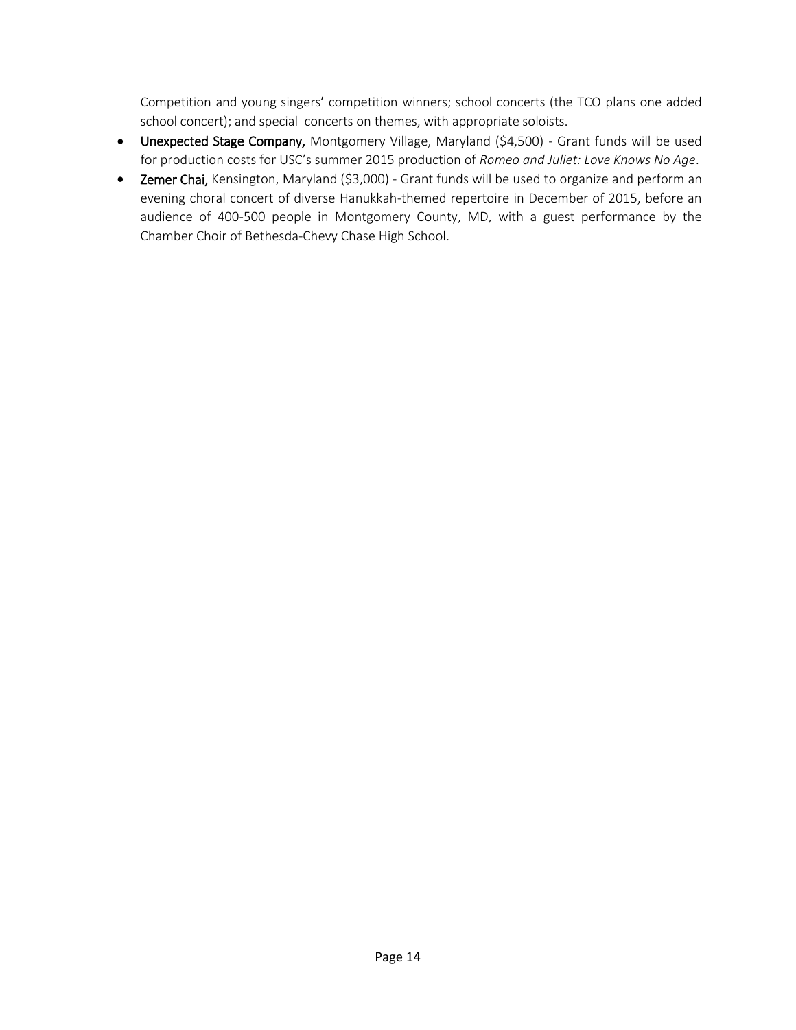Competition and young singers' competition winners; school concerts (the TCO plans one added school concert); and special concerts on themes, with appropriate soloists.

- **Unexpected Stage Company,** Montgomery Village, Maryland ($4,500) - Grant funds will be used for production costs for USC's summer 2015 production of *Romeo and Juliet: Love Knows No Age*.
- **Zemer Chai,** Kensington, Maryland ($3,000) - Grant funds will be used to organize and perform an evening choral concert of diverse Hanukkah-themed repertoire in December of 2015, before an audience of 400-500 people in Montgomery County, MD, with a guest performance by the Chamber Choir of Bethesda-Chevy Chase High School.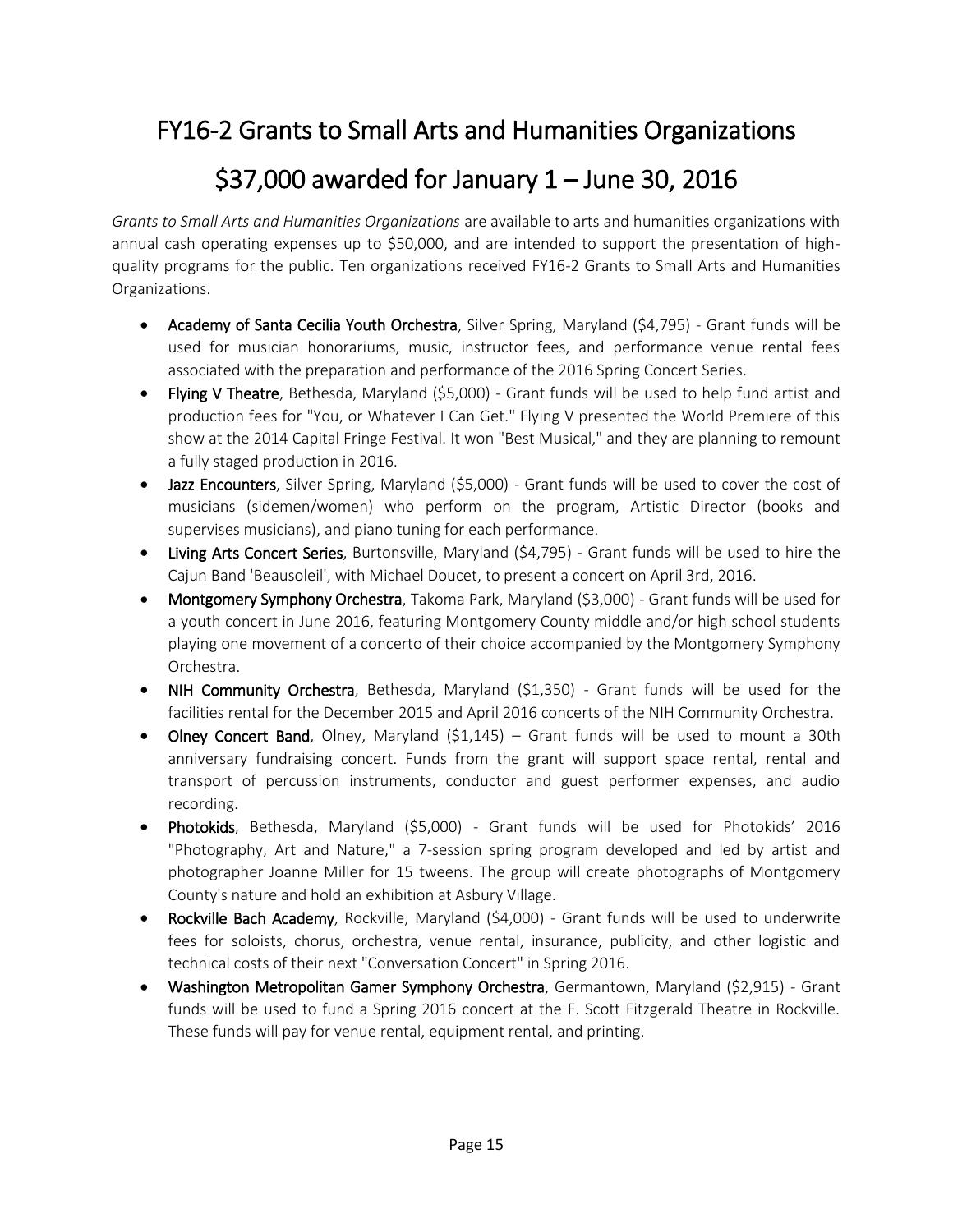# FY16-2 Grants to Small Arts and Humanities Organizations

# $37,000 awarded for January 1 – June 30, 2016

*Grants to Small Arts and Humanities Organizations* are available to arts and humanities organizations with annual cash operating expenses up to $50,000, and are intended to support the presentation of high-quality programs for the public. Ten organizations received FY16-2 Grants to Small Arts and Humanities Organizations.

- **Academy of Santa Cecilia Youth Orchestra**, Silver Spring, Maryland ($4,795) - Grant funds will be used for musician honorariums, music, instructor fees, and performance venue rental fees associated with the preparation and performance of the 2016 Spring Concert Series.
- **Flying V Theatre**, Bethesda, Maryland ($5,000) - Grant funds will be used to help fund artist and production fees for "You, or Whatever I Can Get." Flying V presented the World Premiere of this show at the 2014 Capital Fringe Festival. It won "Best Musical," and they are planning to remount a fully staged production in 2016.
- **Jazz Encounters**, Silver Spring, Maryland ($5,000) - Grant funds will be used to cover the cost of musicians (sidemen/women) who perform on the program, Artistic Director (books and supervises musicians), and piano tuning for each performance.
- **Living Arts Concert Series**, Burtonsville, Maryland ($4,795) - Grant funds will be used to hire the Cajun Band 'Beausoleil', with Michael Doucet, to present a concert on April 3rd, 2016.
- **Montgomery Symphony Orchestra**, Takoma Park, Maryland ($3,000) - Grant funds will be used for a youth concert in June 2016, featuring Montgomery County middle and/or high school students playing one movement of a concerto of their choice accompanied by the Montgomery Symphony Orchestra.
- **NIH Community Orchestra**, Bethesda, Maryland ($1,350) - Grant funds will be used for the facilities rental for the December 2015 and April 2016 concerts of the NIH Community Orchestra.
- **Olney Concert Band**, Olney, Maryland ($1,145) – Grant funds will be used to mount a 30th anniversary fundraising concert. Funds from the grant will support space rental, rental and transport of percussion instruments, conductor and guest performer expenses, and audio recording.
- **Photokids**, Bethesda, Maryland ($5,000) - Grant funds will be used for Photokids' 2016 "Photography, Art and Nature," a 7-session spring program developed and led by artist and photographer Joanne Miller for 15 tweens. The group will create photographs of Montgomery County's nature and hold an exhibition at Asbury Village.
- **Rockville Bach Academy**, Rockville, Maryland ($4,000) - Grant funds will be used to underwrite fees for soloists, chorus, orchestra, venue rental, insurance, publicity, and other logistic and technical costs of their next "Conversation Concert" in Spring 2016.
- **Washington Metropolitan Gamer Symphony Orchestra**, Germantown, Maryland ($2,915) - Grant funds will be used to fund a Spring 2016 concert at the F. Scott Fitzgerald Theatre in Rockville. These funds will pay for venue rental, equipment rental, and printing.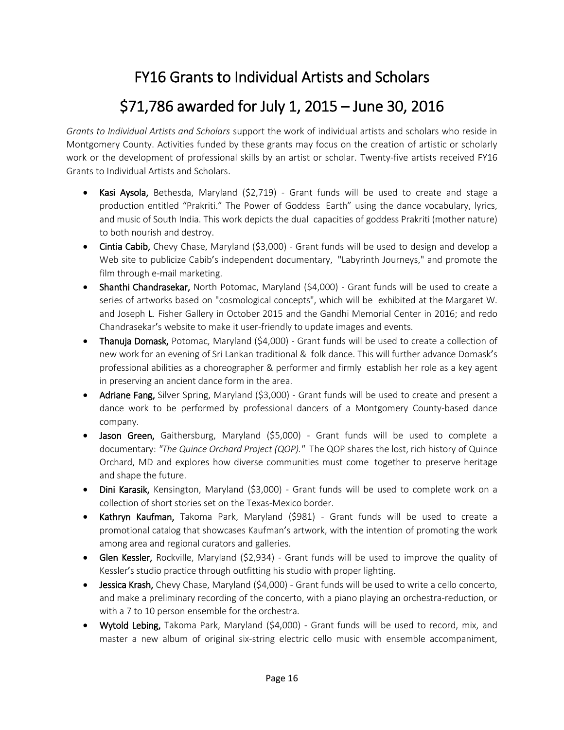# FY16 Grants to Individual Artists and Scholars

# $71,786 awarded for July 1, 2015 – June 30, 2016

*Grants to Individual Artists and Scholars* support the work of individual artists and scholars who reside in Montgomery County. Activities funded by these grants may focus on the creation of artistic or scholarly work or the development of professional skills by an artist or scholar. Twenty-five artists received FY16 Grants to Individual Artists and Scholars.

- **Kasi Aysola,** Bethesda, Maryland ($2,719) - Grant funds will be used to create and stage a production entitled "Prakriti." The Power of Goddess Earth" using the dance vocabulary, lyrics, and music of South India. This work depicts the dual capacities of goddess Prakriti (mother nature) to both nourish and destroy.
- **Cintia Cabib,** Chevy Chase, Maryland ($3,000) - Grant funds will be used to design and develop a Web site to publicize Cabib's independent documentary, "Labyrinth Journeys," and promote the film through e-mail marketing.
- **Shanthi Chandrasekar,** North Potomac, Maryland ($4,000) - Grant funds will be used to create a series of artworks based on "cosmological concepts", which will be exhibited at the Margaret W. and Joseph L. Fisher Gallery in October 2015 and the Gandhi Memorial Center in 2016; and redo Chandrasekar's website to make it user-friendly to update images and events.
- **Thanuja Domask,** Potomac, Maryland ($4,000) - Grant funds will be used to create a collection of new work for an evening of Sri Lankan traditional & folk dance. This will further advance Domask's professional abilities as a choreographer & performer and firmly establish her role as a key agent in preserving an ancient dance form in the area.
- **Adriane Fang,** Silver Spring, Maryland ($3,000) - Grant funds will be used to create and present a dance work to be performed by professional dancers of a Montgomery County-based dance company.
- **Jason Green,** Gaithersburg, Maryland ($5,000) - Grant funds will be used to complete a documentary: *"The Quince Orchard Project (QOP)."* The QOP shares the lost, rich history of Quince Orchard, MD and explores how diverse communities must come together to preserve heritage and shape the future.
- **Dini Karasik,** Kensington, Maryland ($3,000) - Grant funds will be used to complete work on a collection of short stories set on the Texas-Mexico border.
- **Kathryn Kaufman,** Takoma Park, Maryland ($981) - Grant funds will be used to create a promotional catalog that showcases Kaufman's artwork, with the intention of promoting the work among area and regional curators and galleries.
- **Glen Kessler,** Rockville, Maryland ($2,934) - Grant funds will be used to improve the quality of Kessler's studio practice through outfitting his studio with proper lighting.
- **Jessica Krash,** Chevy Chase, Maryland ($4,000) - Grant funds will be used to write a cello concerto, and make a preliminary recording of the concerto, with a piano playing an orchestra-reduction, or with a 7 to 10 person ensemble for the orchestra.
- **Wytold Lebing,** Takoma Park, Maryland ($4,000) - Grant funds will be used to record, mix, and master a new album of original six-string electric cello music with ensemble accompaniment,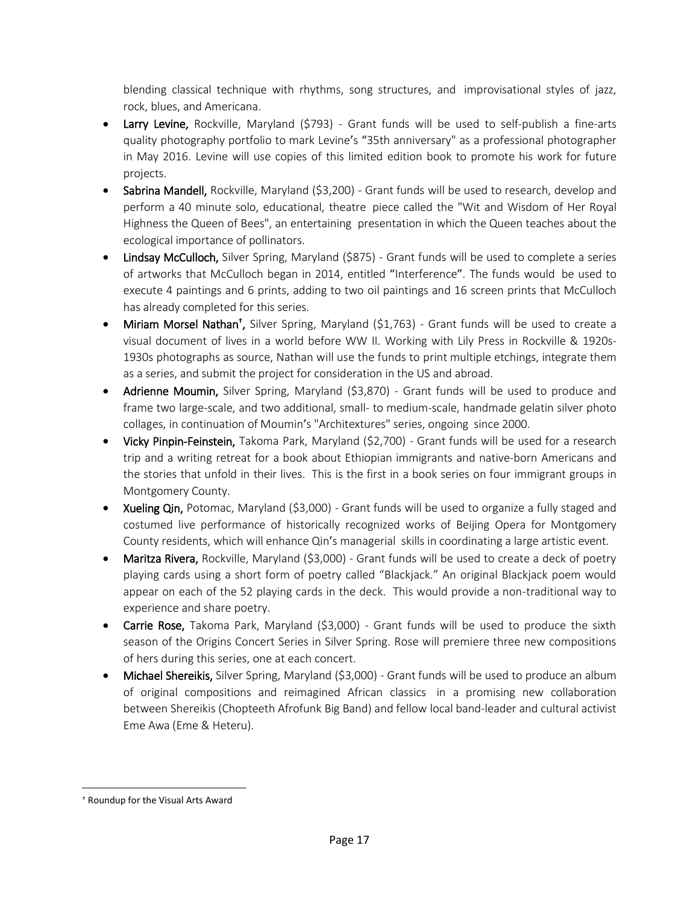blending classical technique with rhythms, song structures, and improvisational styles of jazz, rock, blues, and Americana.

- **Larry Levine,** Rockville, Maryland ($793) - Grant funds will be used to self-publish a fine-arts quality photography portfolio to mark Levine's "35th anniversary" as a professional photographer in May 2016. Levine will use copies of this limited edition book to promote his work for future projects.
- **Sabrina Mandell,** Rockville, Maryland ($3,200) - Grant funds will be used to research, develop and perform a 40 minute solo, educational, theatre piece called the "Wit and Wisdom of Her Royal Highness the Queen of Bees", an entertaining presentation in which the Queen teaches about the ecological importance of pollinators.
- **Lindsay McCulloch,** Silver Spring, Maryland ($875) - Grant funds will be used to complete a series of artworks that McCulloch began in 2014, entitled "Interference". The funds would be used to execute 4 paintings and 6 prints, adding to two oil paintings and 16 screen prints that McCulloch has already completed for this series.
- **Miriam Morsel Nathan[†],** Silver Spring, Maryland ($1,763) - Grant funds will be used to create a visual document of lives in a world before WW II. Working with Lily Press in Rockville & 1920s-1930s photographs as source, Nathan will use the funds to print multiple etchings, integrate them as a series, and submit the project for consideration in the US and abroad.
- **Adrienne Moumin,** Silver Spring, Maryland ($3,870) - Grant funds will be used to produce and frame two large-scale, and two additional, small- to medium-scale, handmade gelatin silver photo collages, in continuation of Moumin's "Architextures" series, ongoing since 2000.
- **Vicky Pinpin-Feinstein,** Takoma Park, Maryland ($2,700) - Grant funds will be used for a research trip and a writing retreat for a book about Ethiopian immigrants and native-born Americans and the stories that unfold in their lives. This is the first in a book series on four immigrant groups in Montgomery County.
- **Xueling Qin,** Potomac, Maryland ($3,000) - Grant funds will be used to organize a fully staged and costumed live performance of historically recognized works of Beijing Opera for Montgomery County residents, which will enhance Qin's managerial skills in coordinating a large artistic event.
- **Maritza Rivera,** Rockville, Maryland ($3,000) - Grant funds will be used to create a deck of poetry playing cards using a short form of poetry called "Blackjack." An original Blackjack poem would appear on each of the 52 playing cards in the deck. This would provide a non-traditional way to experience and share poetry.
- **Carrie Rose,** Takoma Park, Maryland ($3,000) - Grant funds will be used to produce the sixth season of the Origins Concert Series in Silver Spring. Rose will premiere three new compositions of hers during this series, one at each concert.
- **Michael Shereikis,** Silver Spring, Maryland ($3,000) - Grant funds will be used to produce an album of original compositions and reimagined African classics in a promising new collaboration between Shereikis (Chopteeth Afrofunk Big Band) and fellow local band-leader and cultural activist Eme Awa (Eme & Heteru).

---

[†] Roundup for the Visual Arts Award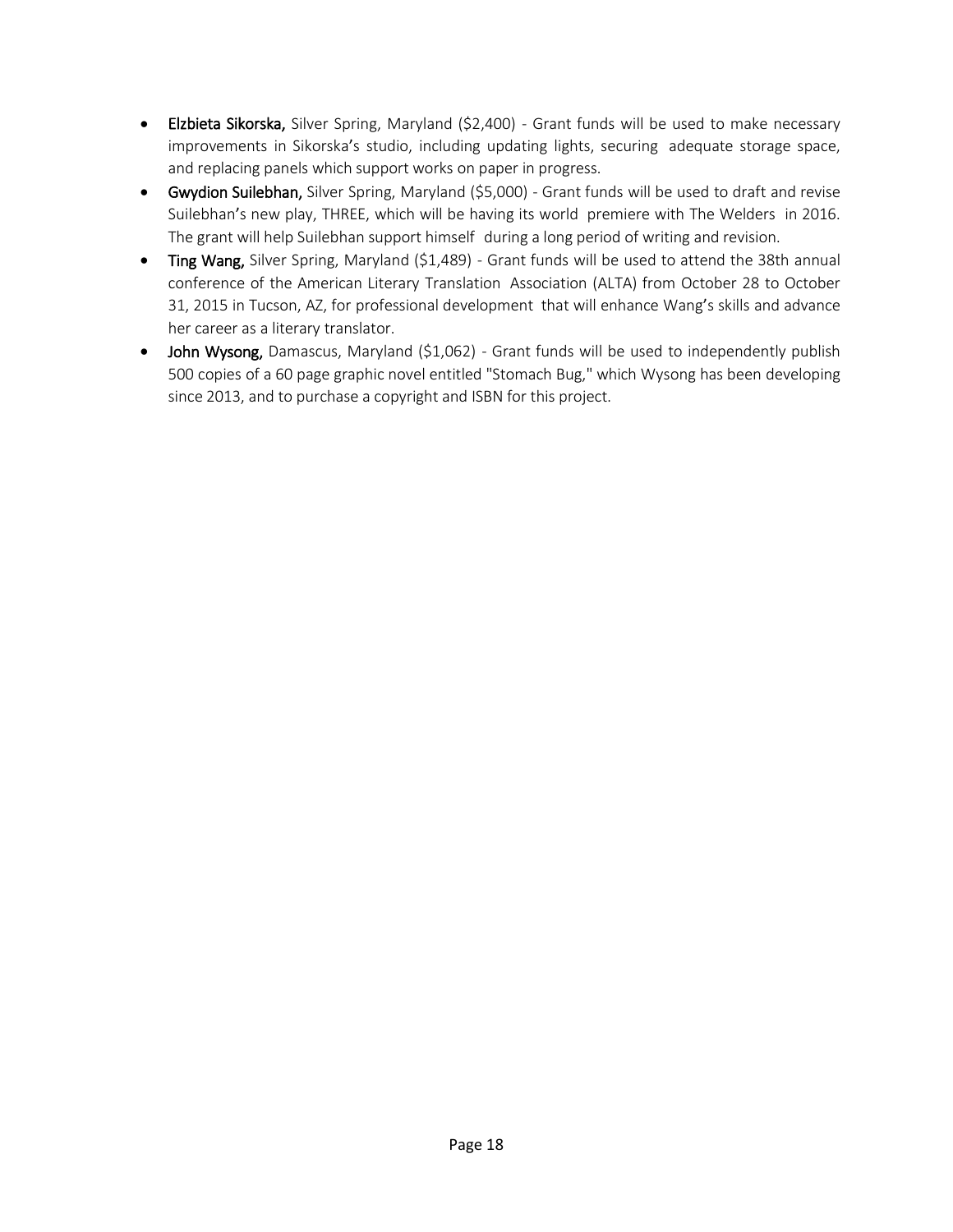- **Elzbieta Sikorska,** Silver Spring, Maryland ($2,400) - Grant funds will be used to make necessary improvements in Sikorska's studio, including updating lights, securing adequate storage space, and replacing panels which support works on paper in progress.
- **Gwydion Suilebhan,** Silver Spring, Maryland ($5,000) - Grant funds will be used to draft and revise Suilebhan's new play, THREE, which will be having its world premiere with The Welders in 2016. The grant will help Suilebhan support himself during a long period of writing and revision.
- **Ting Wang,** Silver Spring, Maryland ($1,489) - Grant funds will be used to attend the 38th annual conference of the American Literary Translation Association (ALTA) from October 28 to October 31, 2015 in Tucson, AZ, for professional development that will enhance Wang's skills and advance her career as a literary translator.
- **John Wysong,** Damascus, Maryland ($1,062) - Grant funds will be used to independently publish 500 copies of a 60 page graphic novel entitled "Stomach Bug," which Wysong has been developing since 2013, and to purchase a copyright and ISBN for this project.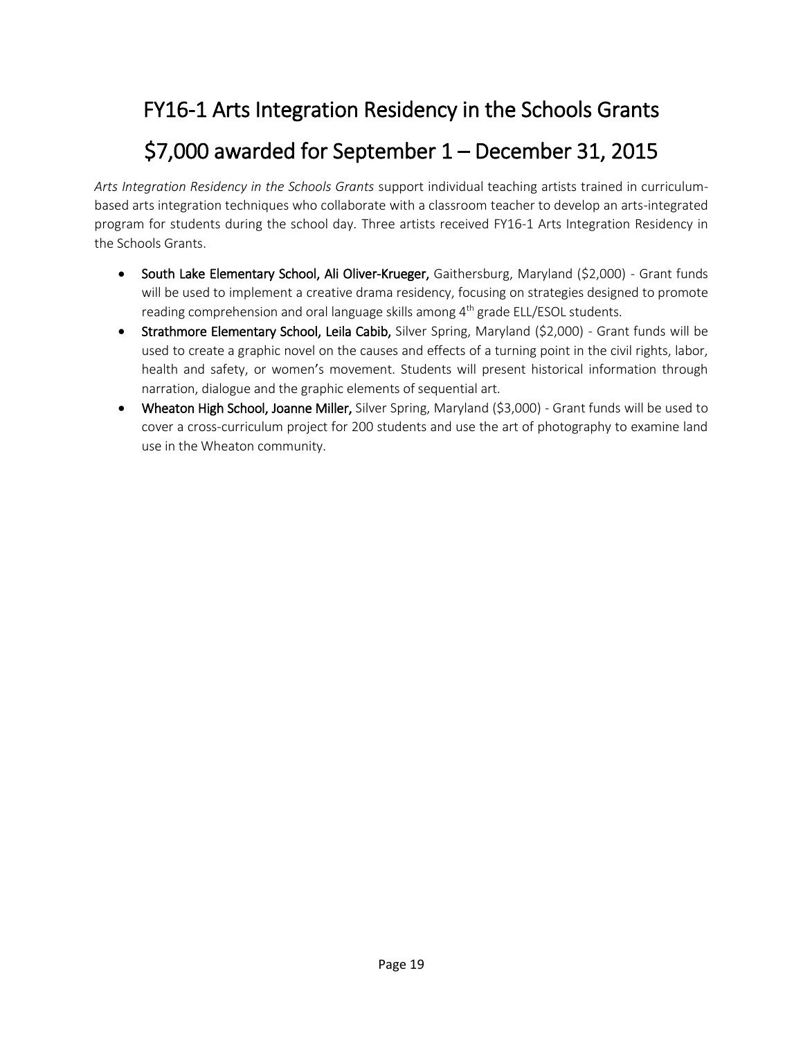# FY16-1 Arts Integration Residency in the Schools Grants

# $7,000 awarded for September 1 – December 31, 2015

*Arts Integration Residency in the Schools Grants* support individual teaching artists trained in curriculum-based arts integration techniques who collaborate with a classroom teacher to develop an arts-integrated program for students during the school day. Three artists received FY16-1 Arts Integration Residency in the Schools Grants.

- **South Lake Elementary School, Ali Oliver-Krueger,** Gaithersburg, Maryland ($2,000) - Grant funds will be used to implement a creative drama residency, focusing on strategies designed to promote reading comprehension and oral language skills among 4th grade ELL/ESOL students.
- **Strathmore Elementary School, Leila Cabib,** Silver Spring, Maryland ($2,000) - Grant funds will be used to create a graphic novel on the causes and effects of a turning point in the civil rights, labor, health and safety, or women's movement. Students will present historical information through narration, dialogue and the graphic elements of sequential art.
- **Wheaton High School, Joanne Miller,** Silver Spring, Maryland ($3,000) - Grant funds will be used to cover a cross-curriculum project for 200 students and use the art of photography to examine land use in the Wheaton community.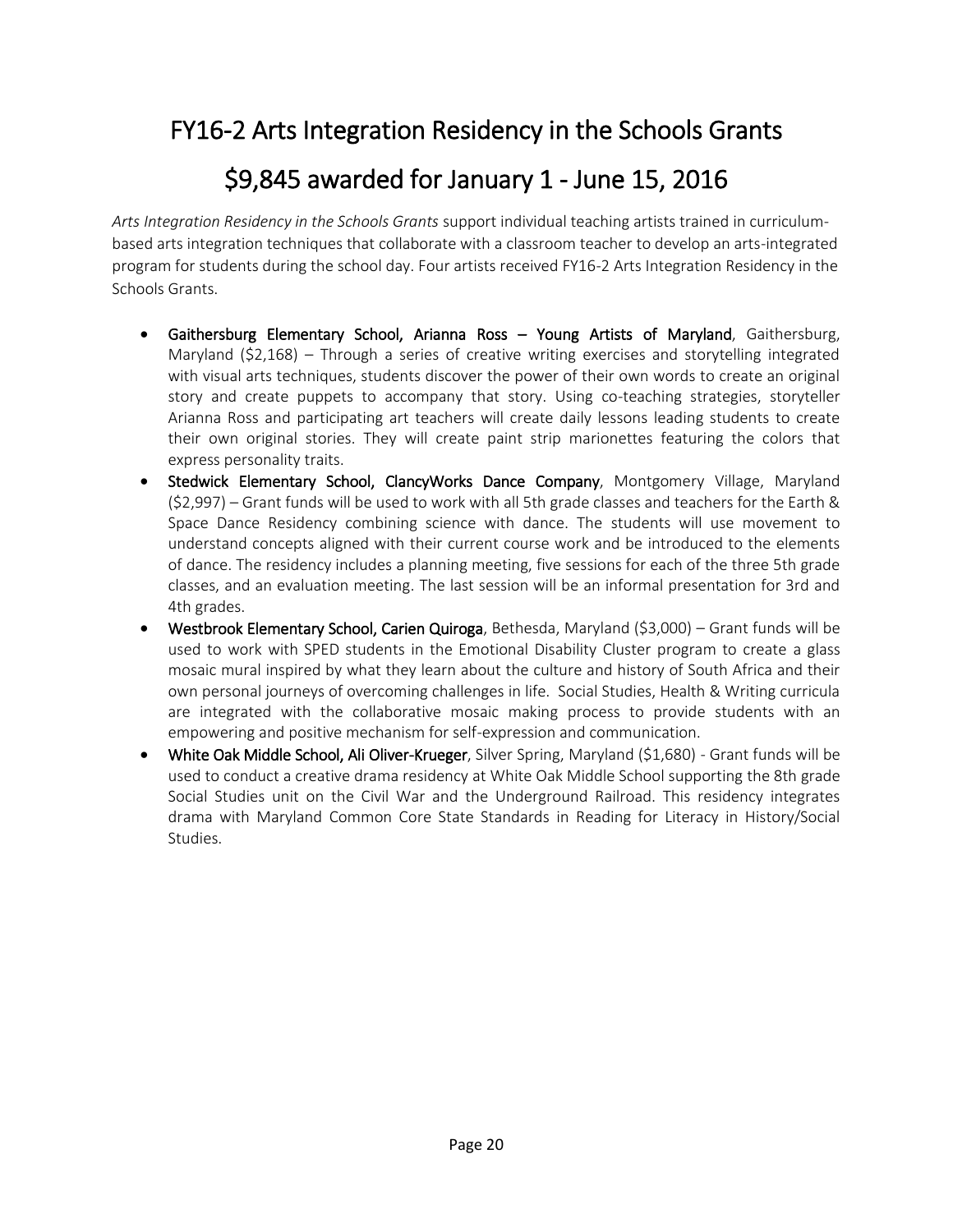# FY16-2 Arts Integration Residency in the Schools Grants

# $9,845 awarded for January 1 - June 15, 2016

*Arts Integration Residency in the Schools Grants* support individual teaching artists trained in curriculum-based arts integration techniques that collaborate with a classroom teacher to develop an arts-integrated program for students during the school day. Four artists received FY16-2 Arts Integration Residency in the Schools Grants.

- **Gaithersburg Elementary School, Arianna Ross – Young Artists of Maryland**, Gaithersburg, Maryland ($2,168) – Through a series of creative writing exercises and storytelling integrated with visual arts techniques, students discover the power of their own words to create an original story and create puppets to accompany that story. Using co-teaching strategies, storyteller Arianna Ross and participating art teachers will create daily lessons leading students to create their own original stories. They will create paint strip marionettes featuring the colors that express personality traits.
- **Stedwick Elementary School, ClancyWorks Dance Company**, Montgomery Village, Maryland ($2,997) – Grant funds will be used to work with all 5th grade classes and teachers for the Earth & Space Dance Residency combining science with dance. The students will use movement to understand concepts aligned with their current course work and be introduced to the elements of dance. The residency includes a planning meeting, five sessions for each of the three 5th grade classes, and an evaluation meeting. The last session will be an informal presentation for 3rd and 4th grades.
- **Westbrook Elementary School, Carien Quiroga**, Bethesda, Maryland ($3,000) – Grant funds will be used to work with SPED students in the Emotional Disability Cluster program to create a glass mosaic mural inspired by what they learn about the culture and history of South Africa and their own personal journeys of overcoming challenges in life. Social Studies, Health & Writing curricula are integrated with the collaborative mosaic making process to provide students with an empowering and positive mechanism for self-expression and communication.
- **White Oak Middle School, Ali Oliver-Krueger**, Silver Spring, Maryland ($1,680) - Grant funds will be used to conduct a creative drama residency at White Oak Middle School supporting the 8th grade Social Studies unit on the Civil War and the Underground Railroad. This residency integrates drama with Maryland Common Core State Standards in Reading for Literacy in History/Social Studies.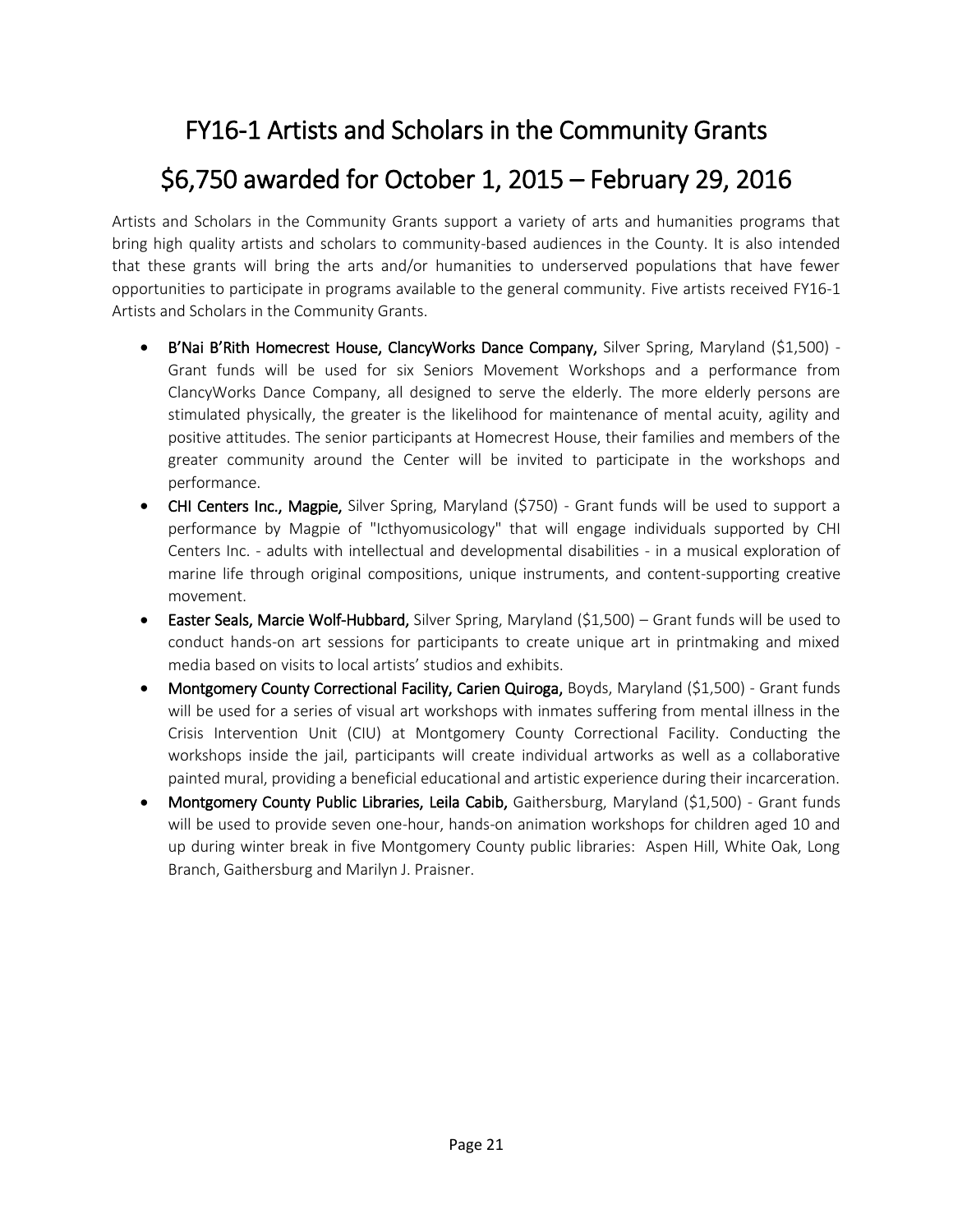# FY16-1 Artists and Scholars in the Community Grants

# $6,750 awarded for October 1, 2015 – February 29, 2016

Artists and Scholars in the Community Grants support a variety of arts and humanities programs that bring high quality artists and scholars to community-based audiences in the County. It is also intended that these grants will bring the arts and/or humanities to underserved populations that have fewer opportunities to participate in programs available to the general community. Five artists received FY16-1 Artists and Scholars in the Community Grants.

- **B'Nai B'Rith Homecrest House, ClancyWorks Dance Company,** Silver Spring, Maryland ($1,500) - Grant funds will be used for six Seniors Movement Workshops and a performance from ClancyWorks Dance Company, all designed to serve the elderly. The more elderly persons are stimulated physically, the greater is the likelihood for maintenance of mental acuity, agility and positive attitudes. The senior participants at Homecrest House, their families and members of the greater community around the Center will be invited to participate in the workshops and performance.
- **CHI Centers Inc., Magpie,** Silver Spring, Maryland ($750) - Grant funds will be used to support a performance by Magpie of "Icthyomusicology" that will engage individuals supported by CHI Centers Inc. - adults with intellectual and developmental disabilities - in a musical exploration of marine life through original compositions, unique instruments, and content-supporting creative movement.
- **Easter Seals, Marcie Wolf-Hubbard,** Silver Spring, Maryland ($1,500) – Grant funds will be used to conduct hands-on art sessions for participants to create unique art in printmaking and mixed media based on visits to local artists' studios and exhibits.
- **Montgomery County Correctional Facility, Carien Quiroga,** Boyds, Maryland ($1,500) - Grant funds will be used for a series of visual art workshops with inmates suffering from mental illness in the Crisis Intervention Unit (CIU) at Montgomery County Correctional Facility. Conducting the workshops inside the jail, participants will create individual artworks as well as a collaborative painted mural, providing a beneficial educational and artistic experience during their incarceration.
- **Montgomery County Public Libraries, Leila Cabib,** Gaithersburg, Maryland ($1,500) - Grant funds will be used to provide seven one-hour, hands-on animation workshops for children aged 10 and up during winter break in five Montgomery County public libraries: Aspen Hill, White Oak, Long Branch, Gaithersburg and Marilyn J. Praisner.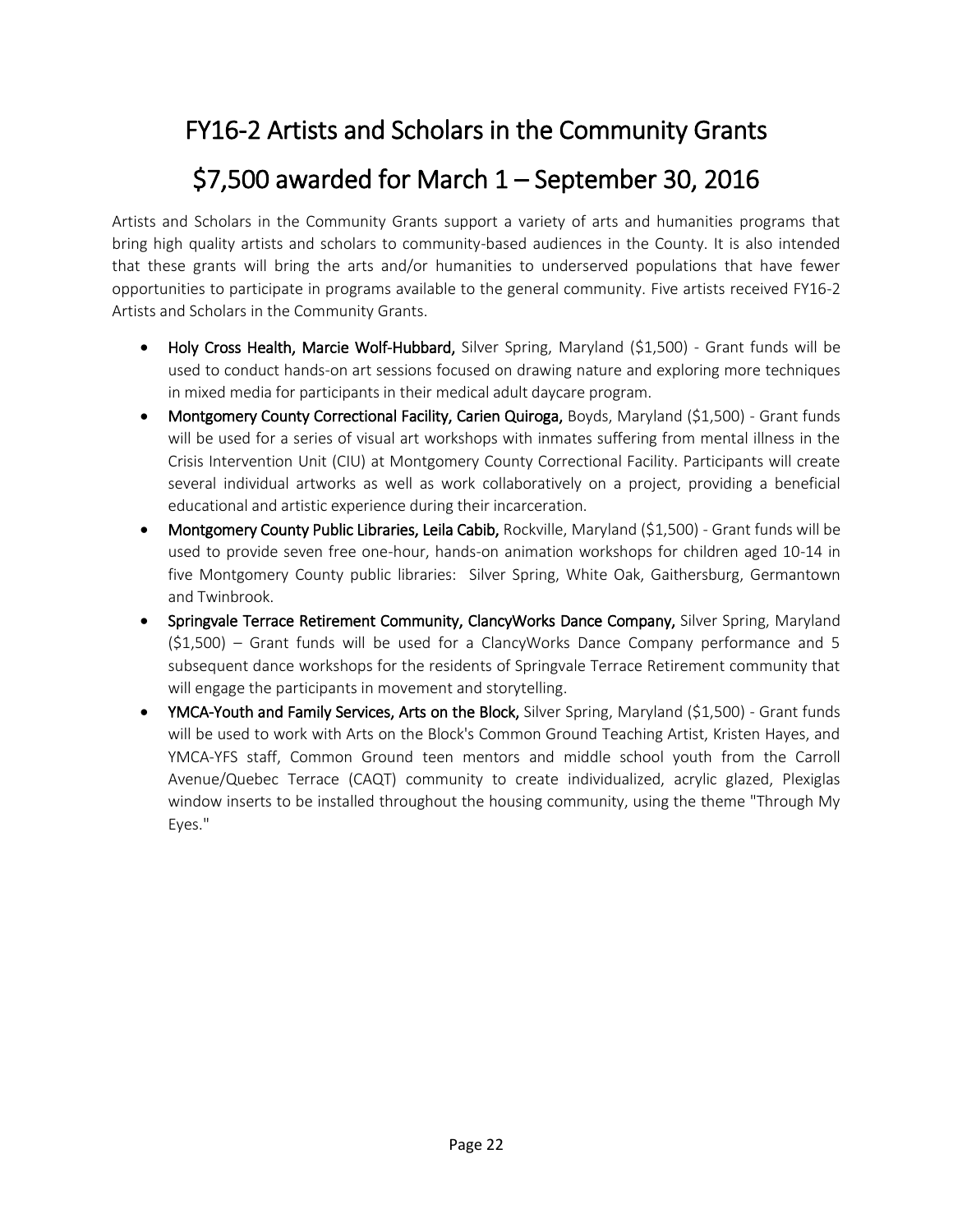# FY16-2 Artists and Scholars in the Community Grants

# $7,500 awarded for March 1 – September 30, 2016

Artists and Scholars in the Community Grants support a variety of arts and humanities programs that bring high quality artists and scholars to community-based audiences in the County. It is also intended that these grants will bring the arts and/or humanities to underserved populations that have fewer opportunities to participate in programs available to the general community. Five artists received FY16-2 Artists and Scholars in the Community Grants.

- **Holy Cross Health, Marcie Wolf-Hubbard,** Silver Spring, Maryland ($1,500) - Grant funds will be used to conduct hands-on art sessions focused on drawing nature and exploring more techniques in mixed media for participants in their medical adult daycare program.
- **Montgomery County Correctional Facility, Carien Quiroga,** Boyds, Maryland ($1,500) - Grant funds will be used for a series of visual art workshops with inmates suffering from mental illness in the Crisis Intervention Unit (CIU) at Montgomery County Correctional Facility. Participants will create several individual artworks as well as work collaboratively on a project, providing a beneficial educational and artistic experience during their incarceration.
- **Montgomery County Public Libraries, Leila Cabib,** Rockville, Maryland ($1,500) - Grant funds will be used to provide seven free one-hour, hands-on animation workshops for children aged 10-14 in five Montgomery County public libraries: Silver Spring, White Oak, Gaithersburg, Germantown and Twinbrook.
- **Springvale Terrace Retirement Community, ClancyWorks Dance Company,** Silver Spring, Maryland ($1,500) – Grant funds will be used for a ClancyWorks Dance Company performance and 5 subsequent dance workshops for the residents of Springvale Terrace Retirement community that will engage the participants in movement and storytelling.
- **YMCA-Youth and Family Services, Arts on the Block,** Silver Spring, Maryland ($1,500) - Grant funds will be used to work with Arts on the Block's Common Ground Teaching Artist, Kristen Hayes, and YMCA-YFS staff, Common Ground teen mentors and middle school youth from the Carroll Avenue/Quebec Terrace (CAQT) community to create individualized, acrylic glazed, Plexiglas window inserts to be installed throughout the housing community, using the theme "Through My Eyes."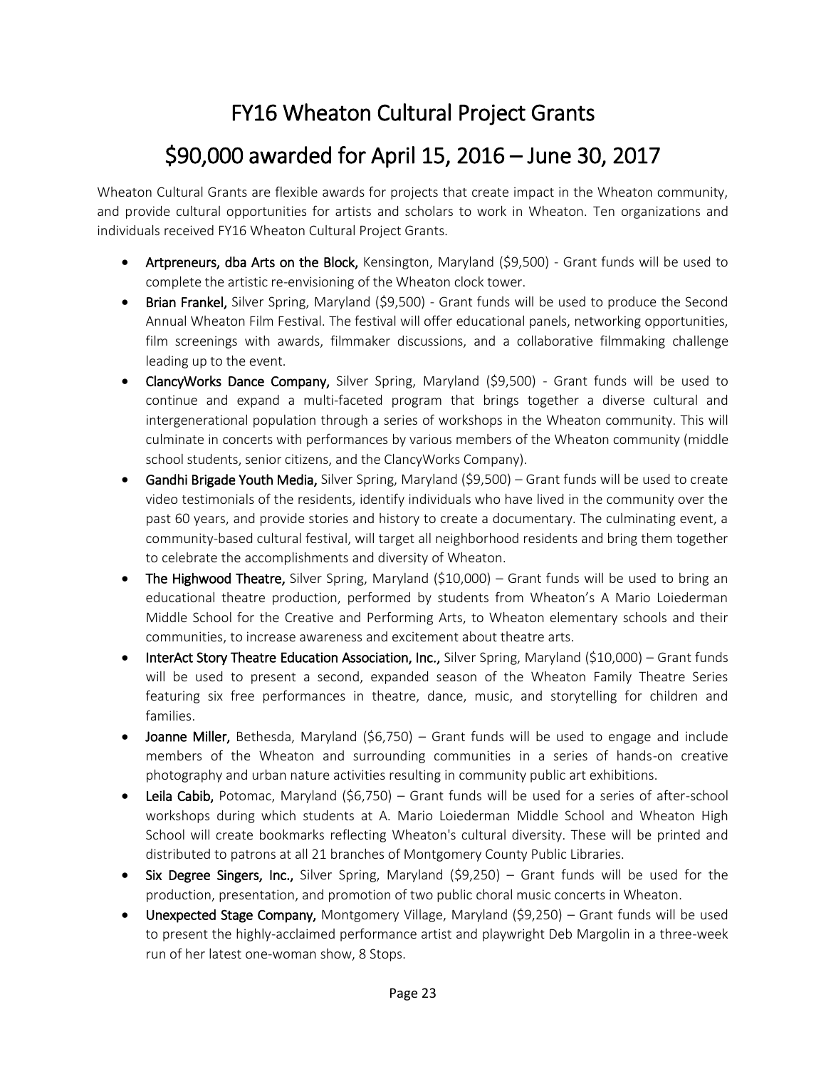# FY16 Wheaton Cultural Project Grants

# $90,000 awarded for April 15, 2016 – June 30, 2017

Wheaton Cultural Grants are flexible awards for projects that create impact in the Wheaton community, and provide cultural opportunities for artists and scholars to work in Wheaton. Ten organizations and individuals received FY16 Wheaton Cultural Project Grants.

- **Artpreneurs, dba Arts on the Block,** Kensington, Maryland ($9,500) - Grant funds will be used to complete the artistic re-envisioning of the Wheaton clock tower.
- **Brian Frankel,** Silver Spring, Maryland ($9,500) - Grant funds will be used to produce the Second Annual Wheaton Film Festival. The festival will offer educational panels, networking opportunities, film screenings with awards, filmmaker discussions, and a collaborative filmmaking challenge leading up to the event.
- **ClancyWorks Dance Company,** Silver Spring, Maryland ($9,500) - Grant funds will be used to continue and expand a multi-faceted program that brings together a diverse cultural and intergenerational population through a series of workshops in the Wheaton community. This will culminate in concerts with performances by various members of the Wheaton community (middle school students, senior citizens, and the ClancyWorks Company).
- **Gandhi Brigade Youth Media,** Silver Spring, Maryland ($9,500) – Grant funds will be used to create video testimonials of the residents, identify individuals who have lived in the community over the past 60 years, and provide stories and history to create a documentary. The culminating event, a community-based cultural festival, will target all neighborhood residents and bring them together to celebrate the accomplishments and diversity of Wheaton.
- **The Highwood Theatre,** Silver Spring, Maryland ($10,000) – Grant funds will be used to bring an educational theatre production, performed by students from Wheaton's A Mario Loiederman Middle School for the Creative and Performing Arts, to Wheaton elementary schools and their communities, to increase awareness and excitement about theatre arts.
- **InterAct Story Theatre Education Association, Inc.,** Silver Spring, Maryland ($10,000) – Grant funds will be used to present a second, expanded season of the Wheaton Family Theatre Series featuring six free performances in theatre, dance, music, and storytelling for children and families.
- **Joanne Miller,** Bethesda, Maryland ($6,750) – Grant funds will be used to engage and include members of the Wheaton and surrounding communities in a series of hands-on creative photography and urban nature activities resulting in community public art exhibitions.
- **Leila Cabib,** Potomac, Maryland ($6,750) – Grant funds will be used for a series of after-school workshops during which students at A. Mario Loiederman Middle School and Wheaton High School will create bookmarks reflecting Wheaton's cultural diversity. These will be printed and distributed to patrons at all 21 branches of Montgomery County Public Libraries.
- **Six Degree Singers, Inc.,** Silver Spring, Maryland ($9,250) – Grant funds will be used for the production, presentation, and promotion of two public choral music concerts in Wheaton.
- **Unexpected Stage Company,** Montgomery Village, Maryland ($9,250) – Grant funds will be used to present the highly-acclaimed performance artist and playwright Deb Margolin in a three-week run of her latest one-woman show, 8 Stops.